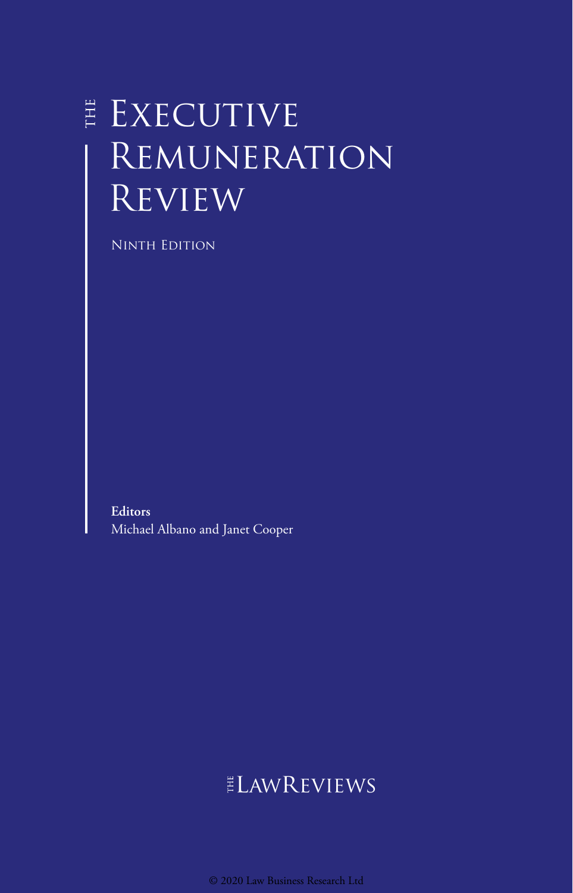# THE EXECUTIVE REMUNERATION REVIEW

NINTH EDITION

**Editors**
Michael Albano and Janet Cooper

THE LAWREVIEWS

© 2020 Law Business Research Ltd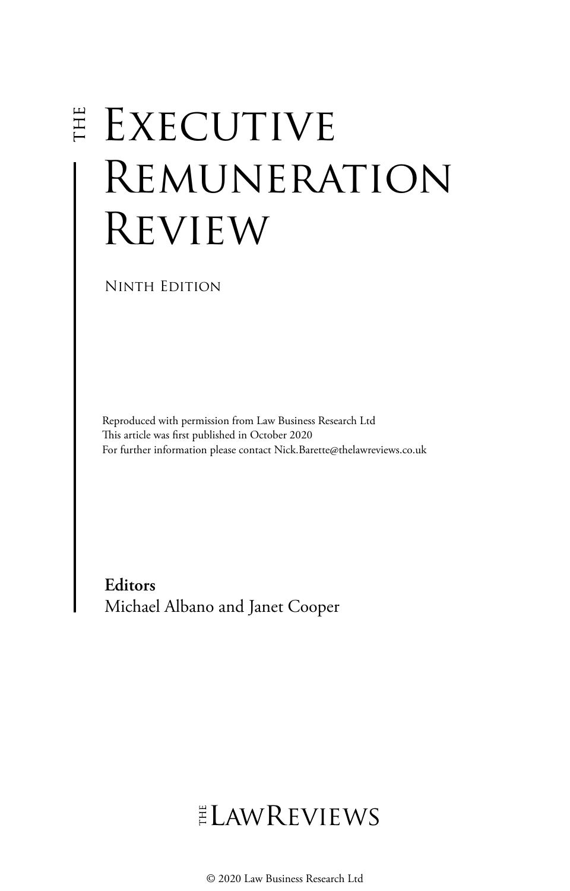# The Executive Remuneration Review

Ninth Edition

Reproduced with permission from Law Business Research Ltd
This article was first published in October 2020
For further information please contact Nick.Barette@thelawreviews.co.uk

**Editors**
Michael Albano and Janet Cooper

The LawReviews

© 2020 Law Business Research Ltd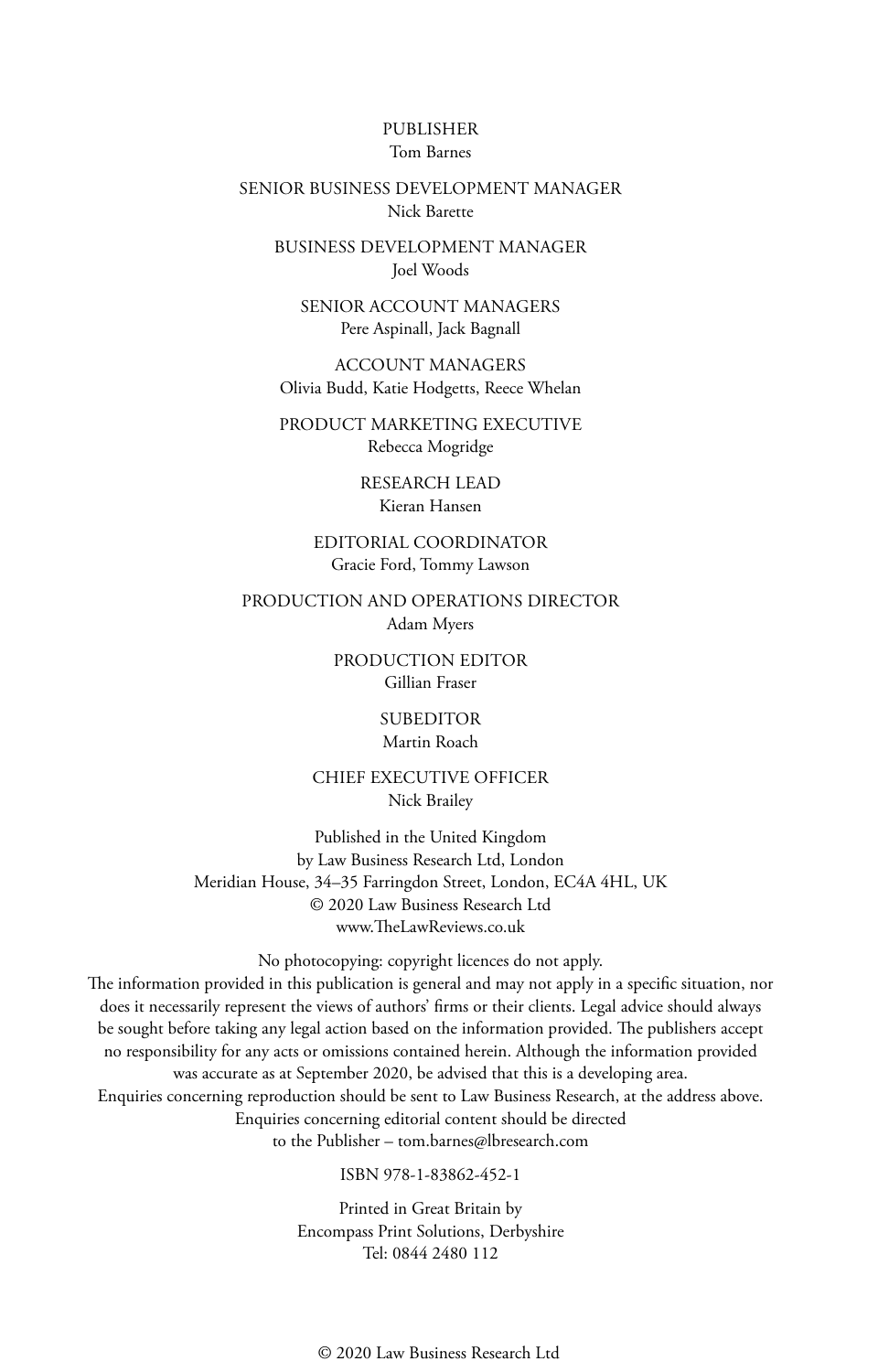PUBLISHER
Tom Barnes

SENIOR BUSINESS DEVELOPMENT MANAGER
Nick Barette

BUSINESS DEVELOPMENT MANAGER
Joel Woods

SENIOR ACCOUNT MANAGERS
Pere Aspinall, Jack Bagnall

ACCOUNT MANAGERS
Olivia Budd, Katie Hodgetts, Reece Whelan

PRODUCT MARKETING EXECUTIVE
Rebecca Mogridge

RESEARCH LEAD
Kieran Hansen

EDITORIAL COORDINATOR
Gracie Ford, Tommy Lawson

PRODUCTION AND OPERATIONS DIRECTOR
Adam Myers

PRODUCTION EDITOR
Gillian Fraser

SUBEDITOR
Martin Roach

CHIEF EXECUTIVE OFFICER
Nick Brailey

Published in the United Kingdom
by Law Business Research Ltd, London
Meridian House, 34–35 Farringdon Street, London, EC4A 4HL, UK
© 2020 Law Business Research Ltd
www.TheLawReviews.co.uk

No photocopying: copyright licences do not apply.
The information provided in this publication is general and may not apply in a specific situation, nor does it necessarily represent the views of authors' firms or their clients. Legal advice should always be sought before taking any legal action based on the information provided. The publishers accept no responsibility for any acts or omissions contained herein. Although the information provided was accurate as at September 2020, be advised that this is a developing area.
Enquiries concerning reproduction should be sent to Law Business Research, at the address above.
Enquiries concerning editorial content should be directed
to the Publisher – tom.barnes@lbresearch.com

ISBN 978-1-83862-452-1

Printed in Great Britain by
Encompass Print Solutions, Derbyshire
Tel: 0844 2480 112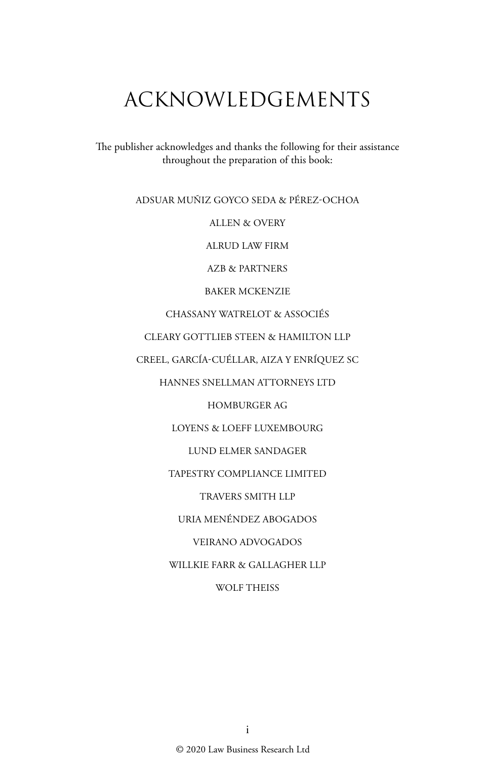# ACKNOWLEDGEMENTS

The publisher acknowledges and thanks the following for their assistance throughout the preparation of this book:

ADSUAR MUÑIZ GOYCO SEDA & PÉREZ-OCHOA

ALLEN & OVERY

ALRUD LAW FIRM

AZB & PARTNERS

BAKER MCKENZIE

CHASSANY WATRELOT & ASSOCIÉS

CLEARY GOTTLIEB STEEN & HAMILTON LLP

CREEL, GARCÍA-CUÉLLAR, AIZA Y ENRÍQUEZ SC

HANNES SNELLMAN ATTORNEYS LTD

HOMBURGER AG

LOYENS & LOEFF LUXEMBOURG

LUND ELMER SANDAGER

TAPESTRY COMPLIANCE LIMITED

TRAVERS SMITH LLP

URIA MENÉNDEZ ABOGADOS

VEIRANO ADVOGADOS

WILLKIE FARR & GALLAGHER LLP

WOLF THEISS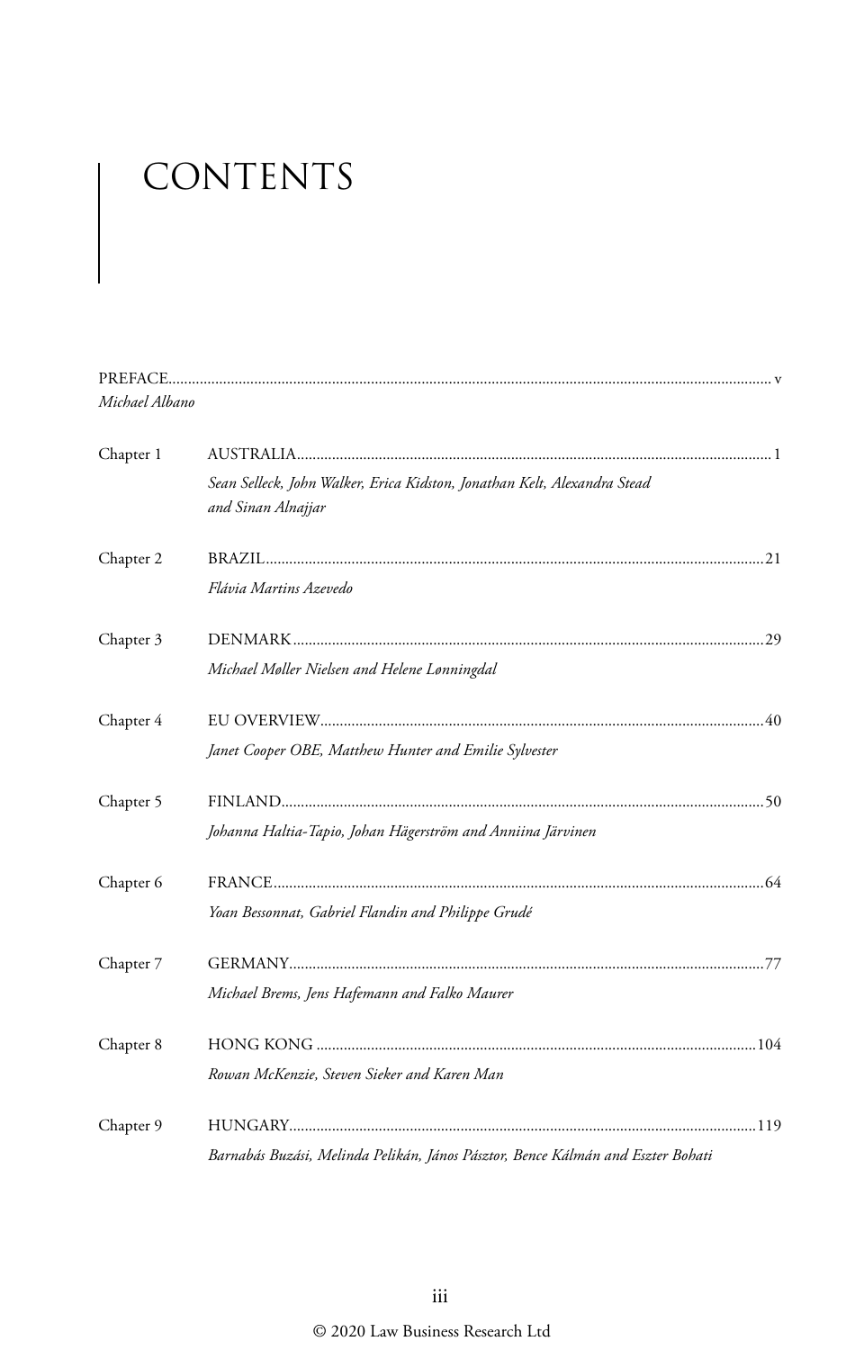# CONTENTS

PREFACE ........................................................................ v
*Michael Albano*

Chapter 1 AUSTRALIA ........................................................................ 1
*Sean Selleck, John Walker, Erica Kidston, Jonathan Kelt, Alexandra Stead and Sinan Alnajjar*

Chapter 2 BRAZIL ........................................................................ 21
*Flávia Martins Azevedo*

Chapter 3 DENMARK ........................................................................ 29
*Michael Møller Nielsen and Helene Lønningdal*

Chapter 4 EU OVERVIEW ........................................................................ 40
*Janet Cooper OBE, Matthew Hunter and Emilie Sylvester*

Chapter 5 FINLAND ........................................................................ 50
*Johanna Haltia-Tapio, Johan Hägerström and Anniina Järvinen*

Chapter 6 FRANCE ........................................................................ 64
*Yoan Bessonnat, Gabriel Flandin and Philippe Grudé*

Chapter 7 GERMANY ........................................................................ 77
*Michael Brems, Jens Hafemann and Falko Maurer*

Chapter 8 HONG KONG ........................................................................ 104
*Rowan McKenzie, Steven Sieker and Karen Man*

Chapter 9 HUNGARY ........................................................................ 119
*Barnabás Buzási, Melinda Pelikán, János Pásztor, Bence Kálmán and Eszter Bohati*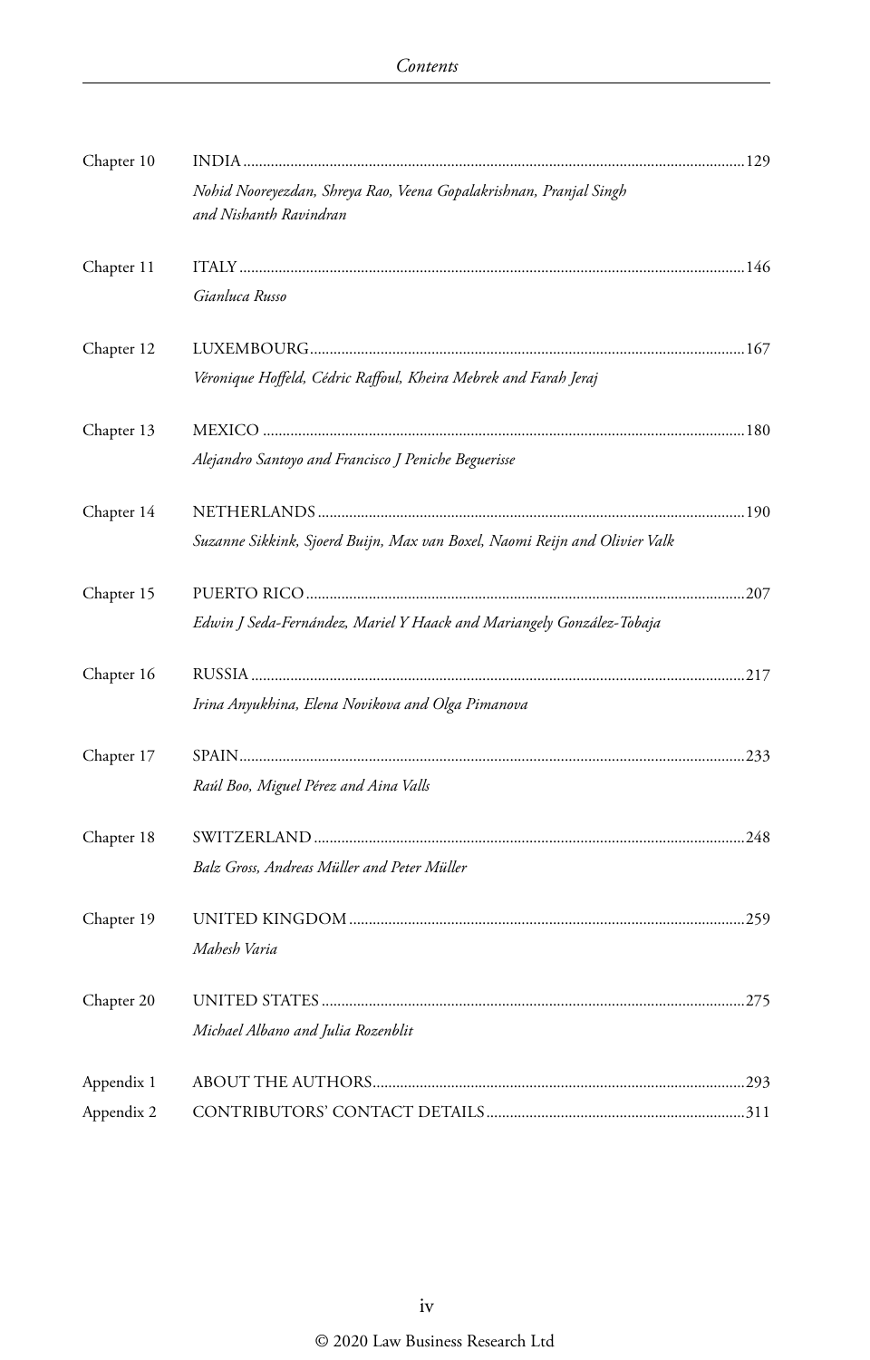Chapter 10 INDIA ........ 129

*Nohid Nooreyezdan, Shreya Rao, Veena Gopalakrishnan, Pranjal Singh and Nishanth Ravindran*

Chapter 11 ITALY ........ 146

*Gianluca Russo*

Chapter 12 LUXEMBOURG ........ 167

*Véronique Hoffeld, Cédric Raffoul, Kheira Mebrek and Farah Jeraj*

Chapter 13 MEXICO ........ 180

*Alejandro Santoyo and Francisco J Peniche Beguerisse*

Chapter 14 NETHERLANDS ........ 190

*Suzanne Sikkink, Sjoerd Buijn, Max van Boxel, Naomi Reijn and Olivier Valk*

Chapter 15 PUERTO RICO ........ 207

*Edwin J Seda-Fernández, Mariel Y Haack and Mariangely González-Tobaja*

Chapter 16 RUSSIA ........ 217

*Irina Anyukhina, Elena Novikova and Olga Pimanova*

Chapter 17 SPAIN ........ 233

*Raúl Boo, Miguel Pérez and Aina Valls*

Chapter 18 SWITZERLAND ........ 248

*Balz Gross, Andreas Müller and Peter Müller*

Chapter 19 UNITED KINGDOM ........ 259

*Mahesh Varia*

Chapter 20 UNITED STATES ........ 275

*Michael Albano and Julia Rozenblit*

Appendix 1 ABOUT THE AUTHORS ........ 293

Appendix 2 CONTRIBUTORS' CONTACT DETAILS ........ 311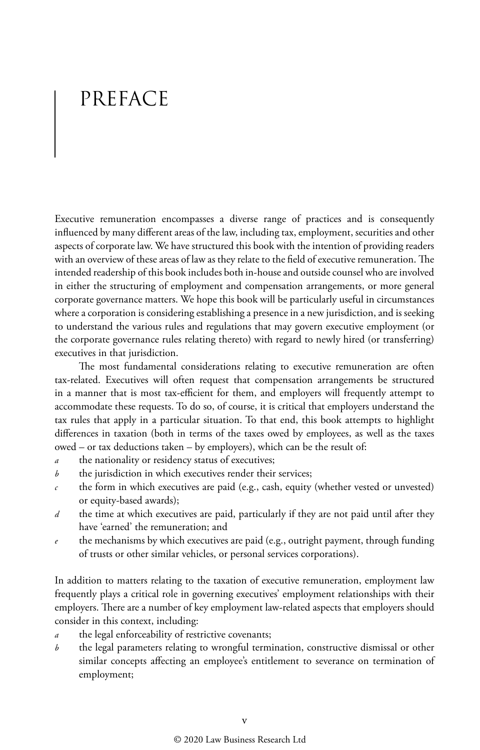# PREFACE

Executive remuneration encompasses a diverse range of practices and is consequently influenced by many different areas of the law, including tax, employment, securities and other aspects of corporate law. We have structured this book with the intention of providing readers with an overview of these areas of law as they relate to the field of executive remuneration. The intended readership of this book includes both in-house and outside counsel who are involved in either the structuring of employment and compensation arrangements, or more general corporate governance matters. We hope this book will be particularly useful in circumstances where a corporation is considering establishing a presence in a new jurisdiction, and is seeking to understand the various rules and regulations that may govern executive employment (or the corporate governance rules relating thereto) with regard to newly hired (or transferring) executives in that jurisdiction.

The most fundamental considerations relating to executive remuneration are often tax-related. Executives will often request that compensation arrangements be structured in a manner that is most tax-efficient for them, and employers will frequently attempt to accommodate these requests. To do so, of course, it is critical that employers understand the tax rules that apply in a particular situation. To that end, this book attempts to highlight differences in taxation (both in terms of the taxes owed by employees, as well as the taxes owed – or tax deductions taken – by employers), which can be the result of:

*a* the nationality or residency status of executives;
*b* the jurisdiction in which executives render their services;
*c* the form in which executives are paid (e.g., cash, equity (whether vested or unvested) or equity-based awards);
*d* the time at which executives are paid, particularly if they are not paid until after they have 'earned' the remuneration; and
*e* the mechanisms by which executives are paid (e.g., outright payment, through funding of trusts or other similar vehicles, or personal services corporations).

In addition to matters relating to the taxation of executive remuneration, employment law frequently plays a critical role in governing executives' employment relationships with their employers. There are a number of key employment law-related aspects that employers should consider in this context, including:

*a* the legal enforceability of restrictive covenants;
*b* the legal parameters relating to wrongful termination, constructive dismissal or other similar concepts affecting an employee's entitlement to severance on termination of employment;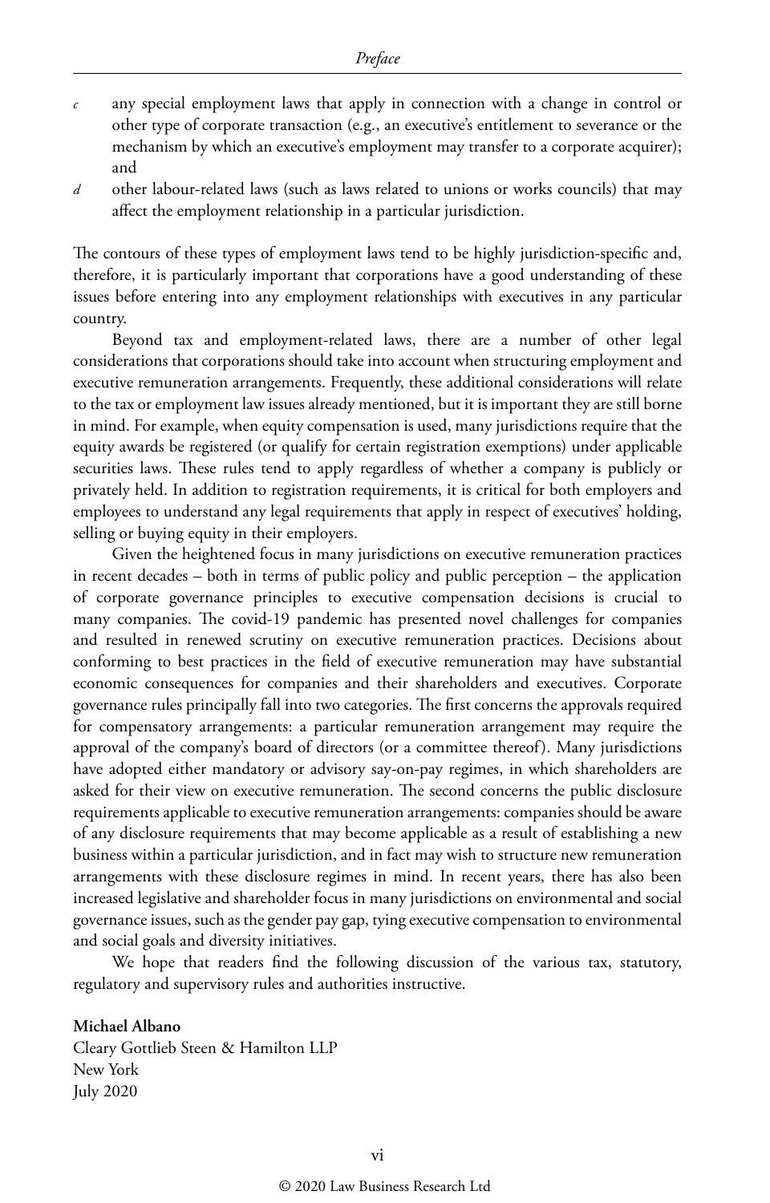*c* any special employment laws that apply in connection with a change in control or other type of corporate transaction (e.g., an executive's entitlement to severance or the mechanism by which an executive's employment may transfer to a corporate acquirer); and

*d* other labour-related laws (such as laws related to unions or works councils) that may affect the employment relationship in a particular jurisdiction.

The contours of these types of employment laws tend to be highly jurisdiction-specific and, therefore, it is particularly important that corporations have a good understanding of these issues before entering into any employment relationships with executives in any particular country.

Beyond tax and employment-related laws, there are a number of other legal considerations that corporations should take into account when structuring employment and executive remuneration arrangements. Frequently, these additional considerations will relate to the tax or employment law issues already mentioned, but it is important they are still borne in mind. For example, when equity compensation is used, many jurisdictions require that the equity awards be registered (or qualify for certain registration exemptions) under applicable securities laws. These rules tend to apply regardless of whether a company is publicly or privately held. In addition to registration requirements, it is critical for both employers and employees to understand any legal requirements that apply in respect of executives' holding, selling or buying equity in their employers.

Given the heightened focus in many jurisdictions on executive remuneration practices in recent decades – both in terms of public policy and public perception – the application of corporate governance principles to executive compensation decisions is crucial to many companies. The covid-19 pandemic has presented novel challenges for companies and resulted in renewed scrutiny on executive remuneration practices. Decisions about conforming to best practices in the field of executive remuneration may have substantial economic consequences for companies and their shareholders and executives. Corporate governance rules principally fall into two categories. The first concerns the approvals required for compensatory arrangements: a particular remuneration arrangement may require the approval of the company's board of directors (or a committee thereof). Many jurisdictions have adopted either mandatory or advisory say-on-pay regimes, in which shareholders are asked for their view on executive remuneration. The second concerns the public disclosure requirements applicable to executive remuneration arrangements: companies should be aware of any disclosure requirements that may become applicable as a result of establishing a new business within a particular jurisdiction, and in fact may wish to structure new remuneration arrangements with these disclosure regimes in mind. In recent years, there has also been increased legislative and shareholder focus in many jurisdictions on environmental and social governance issues, such as the gender pay gap, tying executive compensation to environmental and social goals and diversity initiatives.

We hope that readers find the following discussion of the various tax, statutory, regulatory and supervisory rules and authorities instructive.

**Michael Albano**
Cleary Gottlieb Steen & Hamilton LLP
New York
July 2020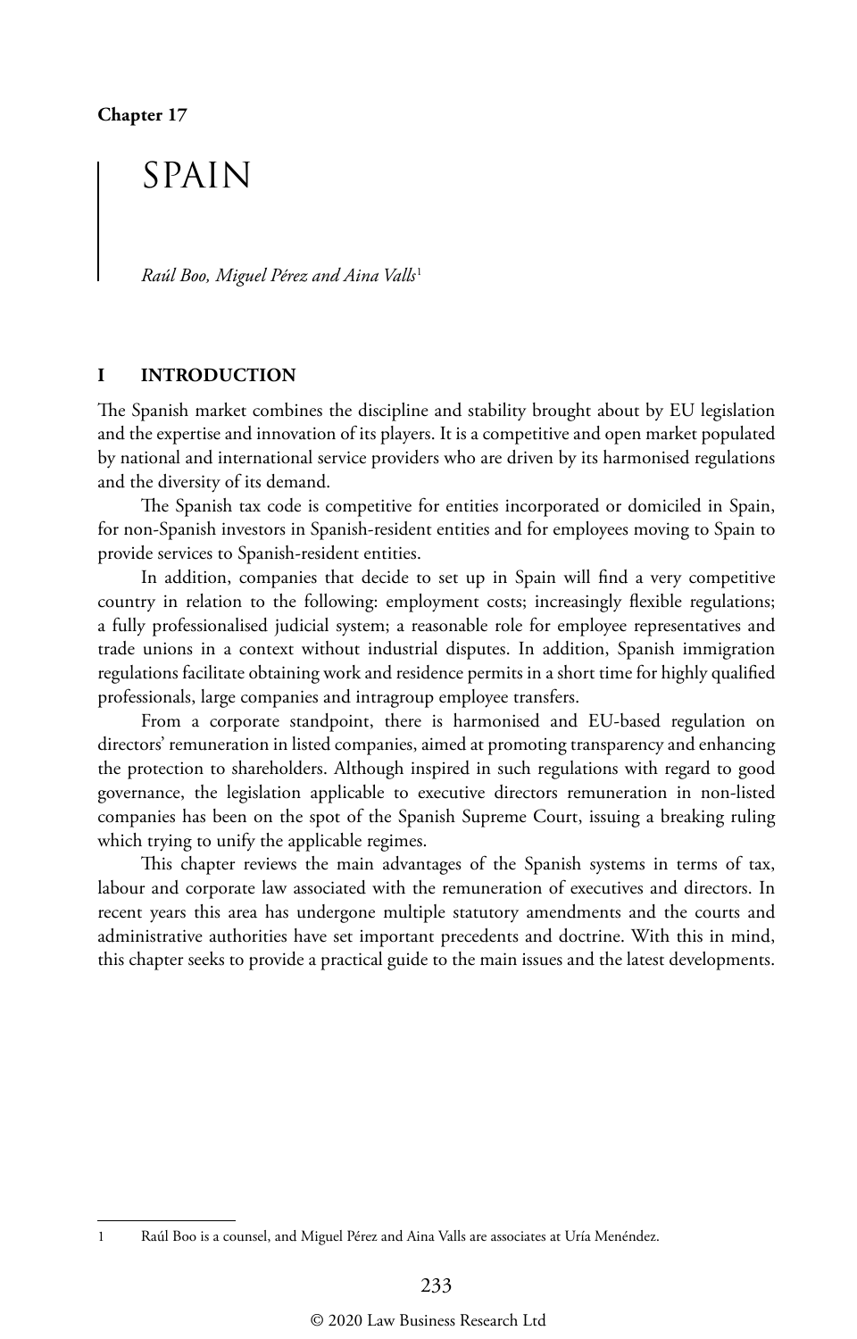**Chapter 17**

# SPAIN

*Raúl Boo, Miguel Pérez and Aina Valls*[1]

## I INTRODUCTION

The Spanish market combines the discipline and stability brought about by EU legislation and the expertise and innovation of its players. It is a competitive and open market populated by national and international service providers who are driven by its harmonised regulations and the diversity of its demand.

The Spanish tax code is competitive for entities incorporated or domiciled in Spain, for non-Spanish investors in Spanish-resident entities and for employees moving to Spain to provide services to Spanish-resident entities.

In addition, companies that decide to set up in Spain will find a very competitive country in relation to the following: employment costs; increasingly flexible regulations; a fully professionalised judicial system; a reasonable role for employee representatives and trade unions in a context without industrial disputes. In addition, Spanish immigration regulations facilitate obtaining work and residence permits in a short time for highly qualified professionals, large companies and intragroup employee transfers.

From a corporate standpoint, there is harmonised and EU-based regulation on directors' remuneration in listed companies, aimed at promoting transparency and enhancing the protection to shareholders. Although inspired in such regulations with regard to good governance, the legislation applicable to executive directors remuneration in non-listed companies has been on the spot of the Spanish Supreme Court, issuing a breaking ruling which trying to unify the applicable regimes.

This chapter reviews the main advantages of the Spanish systems in terms of tax, labour and corporate law associated with the remuneration of executives and directors. In recent years this area has undergone multiple statutory amendments and the courts and administrative authorities have set important precedents and doctrine. With this in mind, this chapter seeks to provide a practical guide to the main issues and the latest developments.

---

1 Raúl Boo is a counsel, and Miguel Pérez and Aina Valls are associates at Uría Menéndez.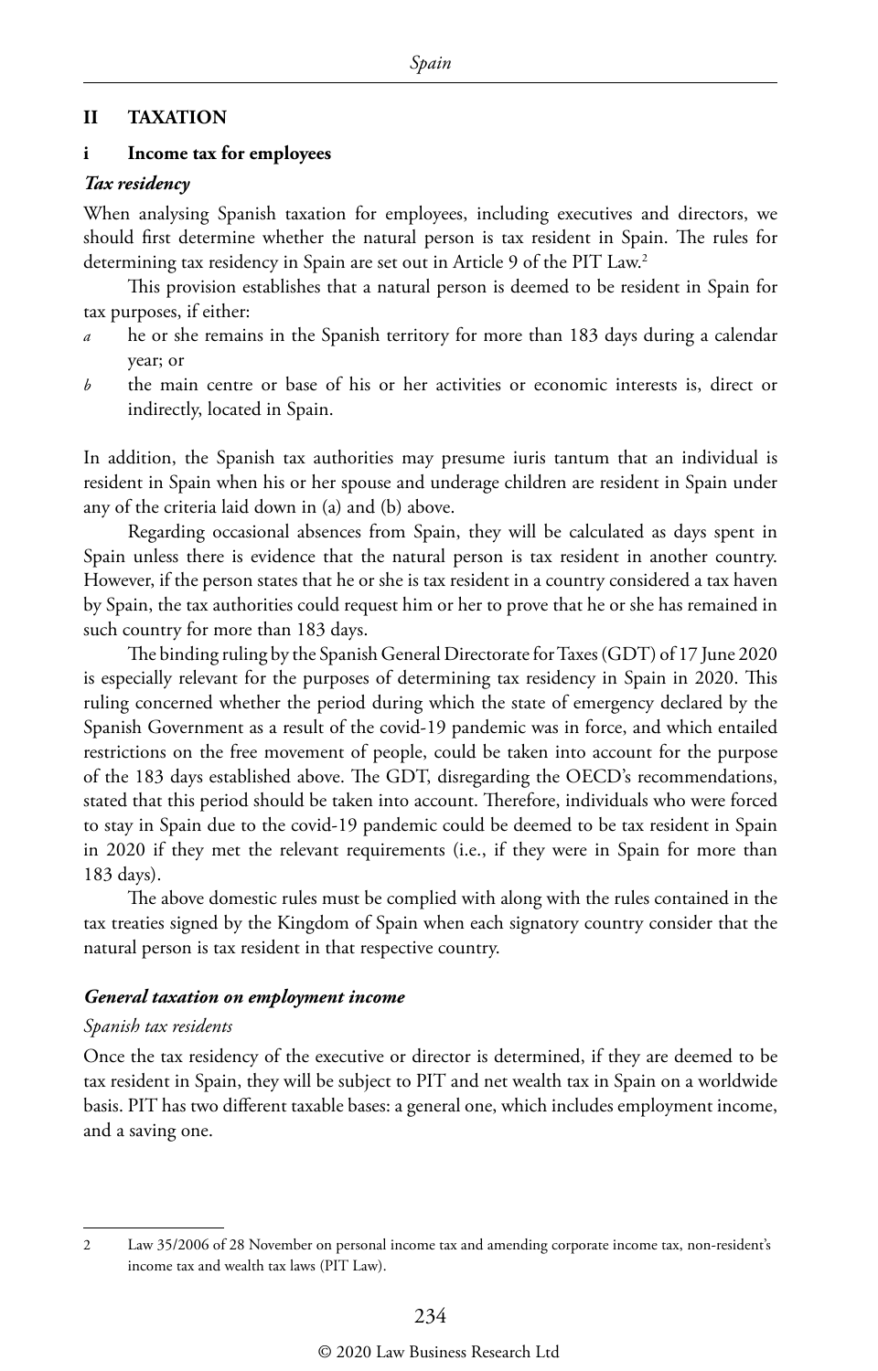## II TAXATION

### i Income tax for employees

#### *Tax residency*

When analysing Spanish taxation for employees, including executives and directors, we should first determine whether the natural person is tax resident in Spain. The rules for determining tax residency in Spain are set out in Article 9 of the PIT Law.[2]

This provision establishes that a natural person is deemed to be resident in Spain for tax purposes, if either:

*a* he or she remains in the Spanish territory for more than 183 days during a calendar year; or

*b* the main centre or base of his or her activities or economic interests is, direct or indirectly, located in Spain.

In addition, the Spanish tax authorities may presume iuris tantum that an individual is resident in Spain when his or her spouse and underage children are resident in Spain under any of the criteria laid down in (a) and (b) above.

Regarding occasional absences from Spain, they will be calculated as days spent in Spain unless there is evidence that the natural person is tax resident in another country. However, if the person states that he or she is tax resident in a country considered a tax haven by Spain, the tax authorities could request him or her to prove that he or she has remained in such country for more than 183 days.

The binding ruling by the Spanish General Directorate for Taxes (GDT) of 17 June 2020 is especially relevant for the purposes of determining tax residency in Spain in 2020. This ruling concerned whether the period during which the state of emergency declared by the Spanish Government as a result of the covid-19 pandemic was in force, and which entailed restrictions on the free movement of people, could be taken into account for the purpose of the 183 days established above. The GDT, disregarding the OECD's recommendations, stated that this period should be taken into account. Therefore, individuals who were forced to stay in Spain due to the covid-19 pandemic could be deemed to be tax resident in Spain in 2020 if they met the relevant requirements (i.e., if they were in Spain for more than 183 days).

The above domestic rules must be complied with along with the rules contained in the tax treaties signed by the Kingdom of Spain when each signatory country consider that the natural person is tax resident in that respective country.

#### *General taxation on employment income*

*Spanish tax residents*

Once the tax residency of the executive or director is determined, if they are deemed to be tax resident in Spain, they will be subject to PIT and net wealth tax in Spain on a worldwide basis. PIT has two different taxable bases: a general one, which includes employment income, and a saving one.

---

2 Law 35/2006 of 28 November on personal income tax and amending corporate income tax, non-resident's income tax and wealth tax laws (PIT Law).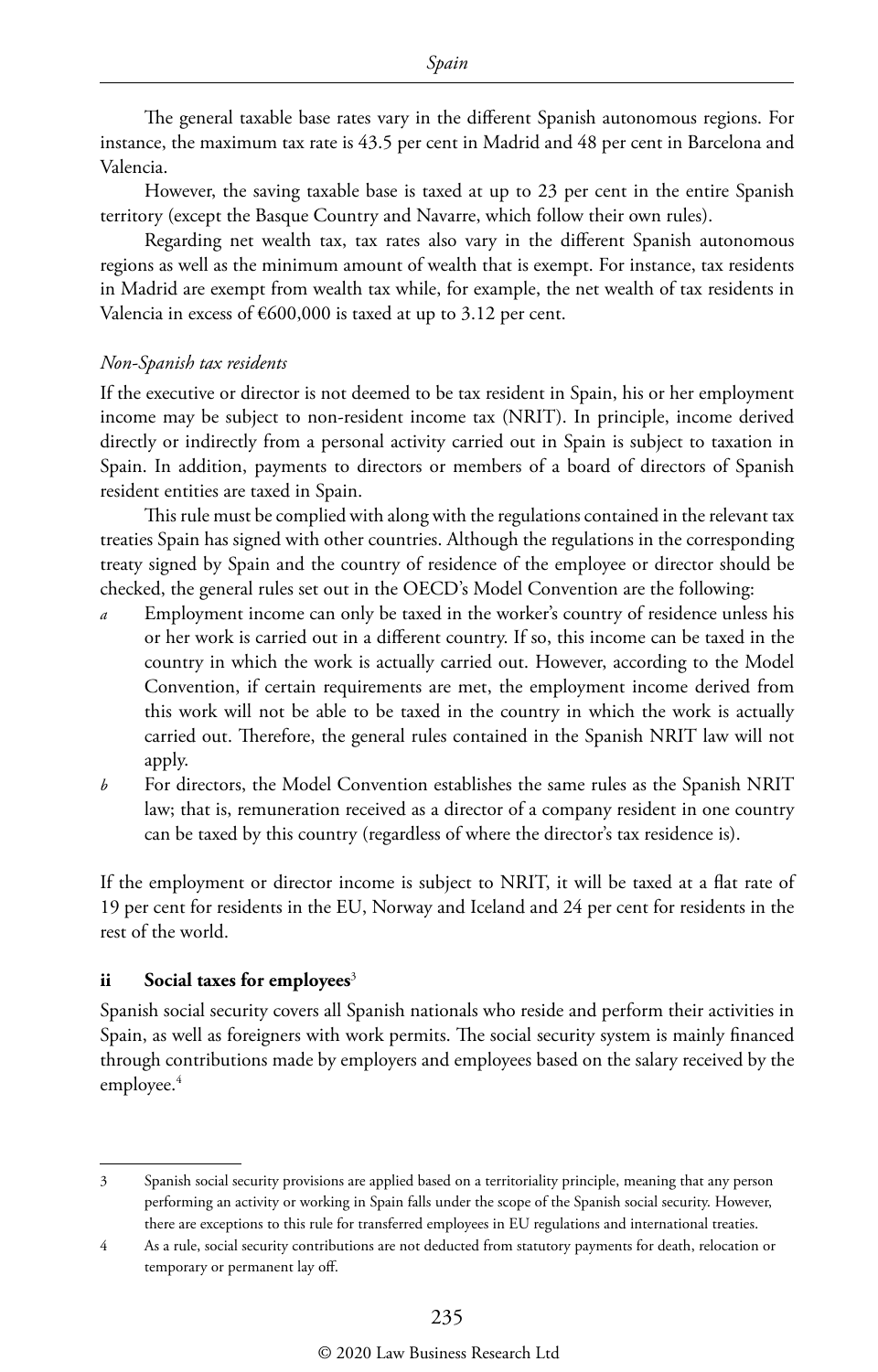The general taxable base rates vary in the different Spanish autonomous regions. For instance, the maximum tax rate is 43.5 per cent in Madrid and 48 per cent in Barcelona and Valencia.

However, the saving taxable base is taxed at up to 23 per cent in the entire Spanish territory (except the Basque Country and Navarre, which follow their own rules).

Regarding net wealth tax, tax rates also vary in the different Spanish autonomous regions as well as the minimum amount of wealth that is exempt. For instance, tax residents in Madrid are exempt from wealth tax while, for example, the net wealth of tax residents in Valencia in excess of €600,000 is taxed at up to 3.12 per cent.

*Non-Spanish tax residents*

If the executive or director is not deemed to be tax resident in Spain, his or her employment income may be subject to non-resident income tax (NRIT). In principle, income derived directly or indirectly from a personal activity carried out in Spain is subject to taxation in Spain. In addition, payments to directors or members of a board of directors of Spanish resident entities are taxed in Spain.

This rule must be complied with along with the regulations contained in the relevant tax treaties Spain has signed with other countries. Although the regulations in the corresponding treaty signed by Spain and the country of residence of the employee or director should be checked, the general rules set out in the OECD's Model Convention are the following:

- *a* Employment income can only be taxed in the worker's country of residence unless his or her work is carried out in a different country. If so, this income can be taxed in the country in which the work is actually carried out. However, according to the Model Convention, if certain requirements are met, the employment income derived from this work will not be able to be taxed in the country in which the work is actually carried out. Therefore, the general rules contained in the Spanish NRIT law will not apply.
- *b* For directors, the Model Convention establishes the same rules as the Spanish NRIT law; that is, remuneration received as a director of a company resident in one country can be taxed by this country (regardless of where the director's tax residence is).

If the employment or director income is subject to NRIT, it will be taxed at a flat rate of 19 per cent for residents in the EU, Norway and Iceland and 24 per cent for residents in the rest of the world.

### ii Social taxes for employees[3]

Spanish social security covers all Spanish nationals who reside and perform their activities in Spain, as well as foreigners with work permits. The social security system is mainly financed through contributions made by employers and employees based on the salary received by the employee.[4]

---

3 Spanish social security provisions are applied based on a territoriality principle, meaning that any person performing an activity or working in Spain falls under the scope of the Spanish social security. However, there are exceptions to this rule for transferred employees in EU regulations and international treaties.

4 As a rule, social security contributions are not deducted from statutory payments for death, relocation or temporary or permanent lay off.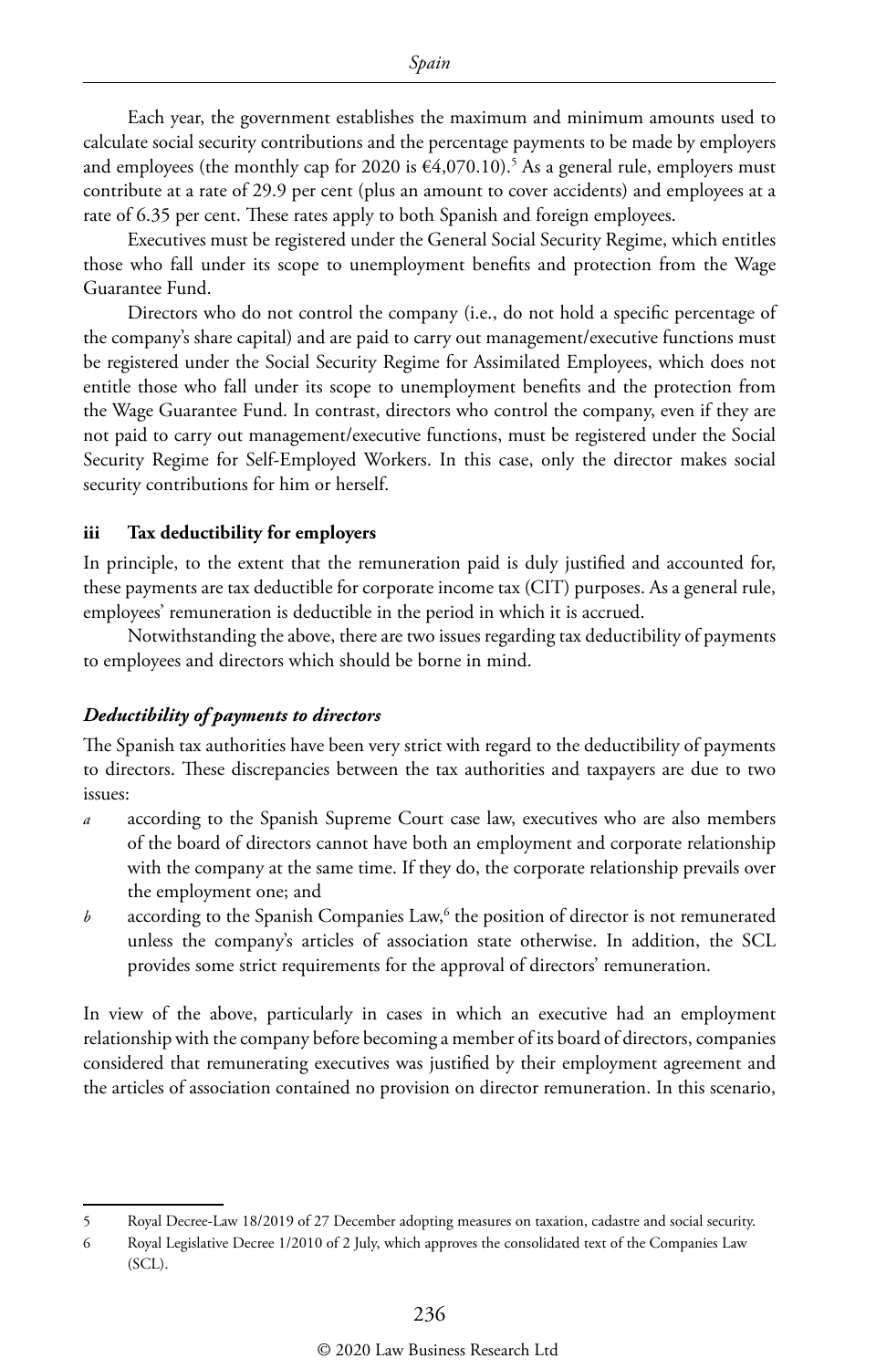Each year, the government establishes the maximum and minimum amounts used to calculate social security contributions and the percentage payments to be made by employers and employees (the monthly cap for 2020 is €4,070.10).[5] As a general rule, employers must contribute at a rate of 29.9 per cent (plus an amount to cover accidents) and employees at a rate of 6.35 per cent. These rates apply to both Spanish and foreign employees.

Executives must be registered under the General Social Security Regime, which entitles those who fall under its scope to unemployment benefits and protection from the Wage Guarantee Fund.

Directors who do not control the company (i.e., do not hold a specific percentage of the company's share capital) and are paid to carry out management/executive functions must be registered under the Social Security Regime for Assimilated Employees, which does not entitle those who fall under its scope to unemployment benefits and the protection from the Wage Guarantee Fund. In contrast, directors who control the company, even if they are not paid to carry out management/executive functions, must be registered under the Social Security Regime for Self-Employed Workers. In this case, only the director makes social security contributions for him or herself.

### iii Tax deductibility for employers

In principle, to the extent that the remuneration paid is duly justified and accounted for, these payments are tax deductible for corporate income tax (CIT) purposes. As a general rule, employees' remuneration is deductible in the period in which it is accrued.

Notwithstanding the above, there are two issues regarding tax deductibility of payments to employees and directors which should be borne in mind.

#### *Deductibility of payments to directors*

The Spanish tax authorities have been very strict with regard to the deductibility of payments to directors. These discrepancies between the tax authorities and taxpayers are due to two issues:

*a* according to the Spanish Supreme Court case law, executives who are also members of the board of directors cannot have both an employment and corporate relationship with the company at the same time. If they do, the corporate relationship prevails over the employment one; and

*b* according to the Spanish Companies Law,[6] the position of director is not remunerated unless the company's articles of association state otherwise. In addition, the SCL provides some strict requirements for the approval of directors' remuneration.

In view of the above, particularly in cases in which an executive had an employment relationship with the company before becoming a member of its board of directors, companies considered that remunerating executives was justified by their employment agreement and the articles of association contained no provision on director remuneration. In this scenario,

---

5 Royal Decree-Law 18/2019 of 27 December adopting measures on taxation, cadastre and social security.

6 Royal Legislative Decree 1/2010 of 2 July, which approves the consolidated text of the Companies Law (SCL).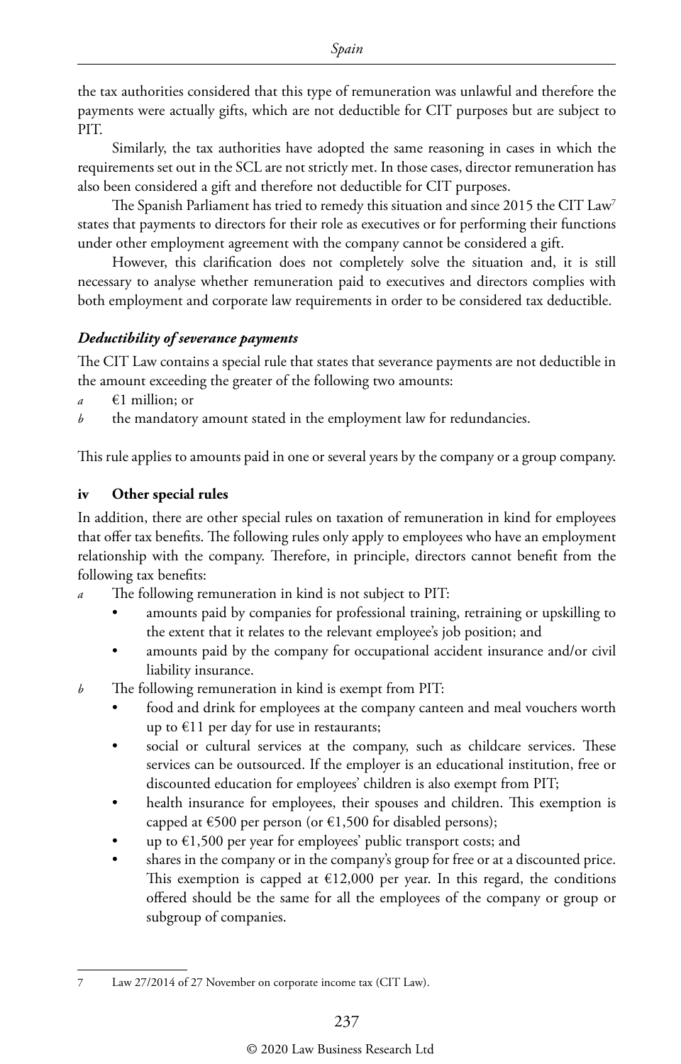the tax authorities considered that this type of remuneration was unlawful and therefore the payments were actually gifts, which are not deductible for CIT purposes but are subject to PIT.

Similarly, the tax authorities have adopted the same reasoning in cases in which the requirements set out in the SCL are not strictly met. In those cases, director remuneration has also been considered a gift and therefore not deductible for CIT purposes.

The Spanish Parliament has tried to remedy this situation and since 2015 the CIT Law[7] states that payments to directors for their role as executives or for performing their functions under other employment agreement with the company cannot be considered a gift.

However, this clarification does not completely solve the situation and, it is still necessary to analyse whether remuneration paid to executives and directors complies with both employment and corporate law requirements in order to be considered tax deductible.

#### *Deductibility of severance payments*

The CIT Law contains a special rule that states that severance payments are not deductible in the amount exceeding the greater of the following two amounts:

*a* €1 million; or

*b* the mandatory amount stated in the employment law for redundancies.

This rule applies to amounts paid in one or several years by the company or a group company.

### iv Other special rules

In addition, there are other special rules on taxation of remuneration in kind for employees that offer tax benefits. The following rules only apply to employees who have an employment relationship with the company. Therefore, in principle, directors cannot benefit from the following tax benefits:

*a* The following remuneration in kind is not subject to PIT:
  - amounts paid by companies for professional training, retraining or upskilling to the extent that it relates to the relevant employee's job position; and
  - amounts paid by the company for occupational accident insurance and/or civil liability insurance.

*b* The following remuneration in kind is exempt from PIT:
  - food and drink for employees at the company canteen and meal vouchers worth up to €11 per day for use in restaurants;
  - social or cultural services at the company, such as childcare services. These services can be outsourced. If the employer is an educational institution, free or discounted education for employees' children is also exempt from PIT;
  - health insurance for employees, their spouses and children. This exemption is capped at €500 per person (or €1,500 for disabled persons);
  - up to €1,500 per year for employees' public transport costs; and
  - shares in the company or in the company's group for free or at a discounted price. This exemption is capped at €12,000 per year. In this regard, the conditions offered should be the same for all the employees of the company or group or subgroup of companies.

---

7 Law 27/2014 of 27 November on corporate income tax (CIT Law).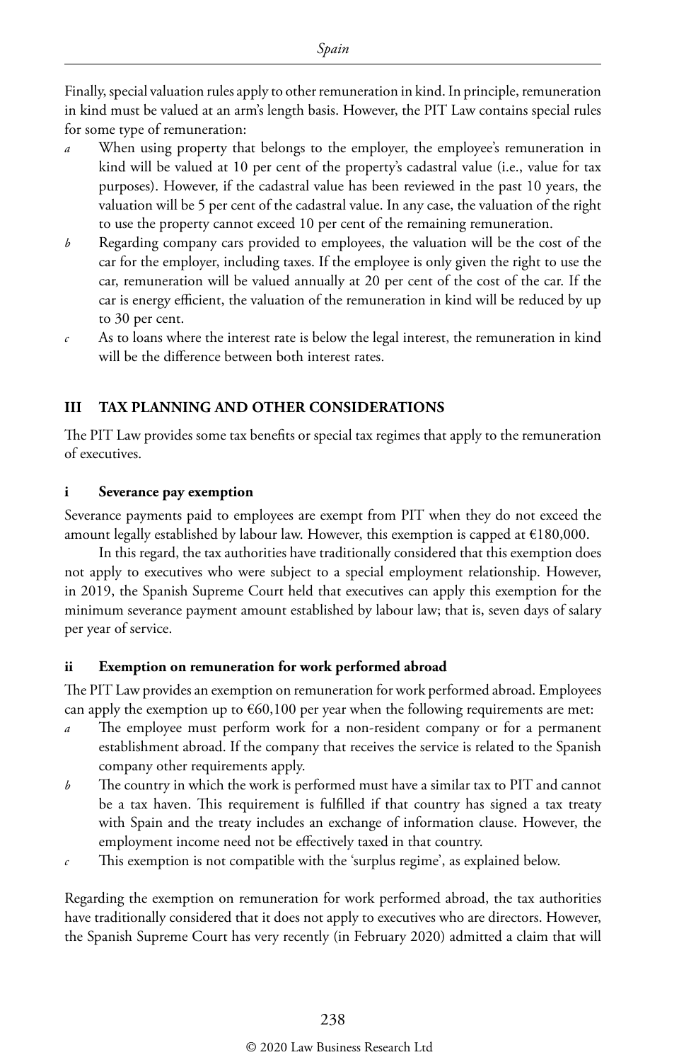Finally, special valuation rules apply to other remuneration in kind. In principle, remuneration in kind must be valued at an arm's length basis. However, the PIT Law contains special rules for some type of remuneration:

- *a* When using property that belongs to the employer, the employee's remuneration in kind will be valued at 10 per cent of the property's cadastral value (i.e., value for tax purposes). However, if the cadastral value has been reviewed in the past 10 years, the valuation will be 5 per cent of the cadastral value. In any case, the valuation of the right to use the property cannot exceed 10 per cent of the remaining remuneration.
- *b* Regarding company cars provided to employees, the valuation will be the cost of the car for the employer, including taxes. If the employee is only given the right to use the car, remuneration will be valued annually at 20 per cent of the cost of the car. If the car is energy efficient, the valuation of the remuneration in kind will be reduced by up to 30 per cent.
- *c* As to loans where the interest rate is below the legal interest, the remuneration in kind will be the difference between both interest rates.

## III TAX PLANNING AND OTHER CONSIDERATIONS

The PIT Law provides some tax benefits or special tax regimes that apply to the remuneration of executives.

### i Severance pay exemption

Severance payments paid to employees are exempt from PIT when they do not exceed the amount legally established by labour law. However, this exemption is capped at €180,000.

In this regard, the tax authorities have traditionally considered that this exemption does not apply to executives who were subject to a special employment relationship. However, in 2019, the Spanish Supreme Court held that executives can apply this exemption for the minimum severance payment amount established by labour law; that is, seven days of salary per year of service.

### ii Exemption on remuneration for work performed abroad

The PIT Law provides an exemption on remuneration for work performed abroad. Employees can apply the exemption up to €60,100 per year when the following requirements are met:

- *a* The employee must perform work for a non-resident company or for a permanent establishment abroad. If the company that receives the service is related to the Spanish company other requirements apply.
- *b* The country in which the work is performed must have a similar tax to PIT and cannot be a tax haven. This requirement is fulfilled if that country has signed a tax treaty with Spain and the treaty includes an exchange of information clause. However, the employment income need not be effectively taxed in that country.
- *c* This exemption is not compatible with the 'surplus regime', as explained below.

Regarding the exemption on remuneration for work performed abroad, the tax authorities have traditionally considered that it does not apply to executives who are directors. However, the Spanish Supreme Court has very recently (in February 2020) admitted a claim that will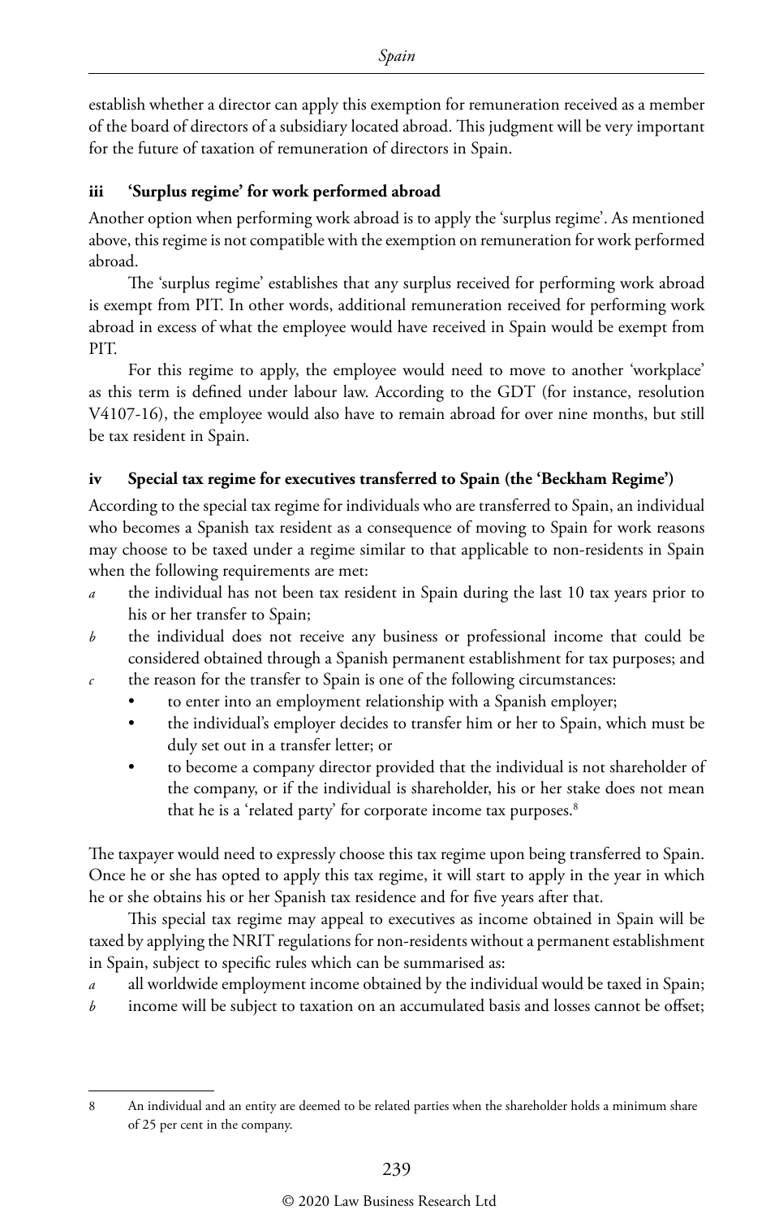establish whether a director can apply this exemption for remuneration received as a member of the board of directors of a subsidiary located abroad. This judgment will be very important for the future of taxation of remuneration of directors in Spain.

### iii 'Surplus regime' for work performed abroad

Another option when performing work abroad is to apply the 'surplus regime'. As mentioned above, this regime is not compatible with the exemption on remuneration for work performed abroad.

The 'surplus regime' establishes that any surplus received for performing work abroad is exempt from PIT. In other words, additional remuneration received for performing work abroad in excess of what the employee would have received in Spain would be exempt from PIT.

For this regime to apply, the employee would need to move to another 'workplace' as this term is defined under labour law. According to the GDT (for instance, resolution V4107-16), the employee would also have to remain abroad for over nine months, but still be tax resident in Spain.

### iv Special tax regime for executives transferred to Spain (the 'Beckham Regime')

According to the special tax regime for individuals who are transferred to Spain, an individual who becomes a Spanish tax resident as a consequence of moving to Spain for work reasons may choose to be taxed under a regime similar to that applicable to non-residents in Spain when the following requirements are met:

*a* the individual has not been tax resident in Spain during the last 10 tax years prior to his or her transfer to Spain;

*b* the individual does not receive any business or professional income that could be considered obtained through a Spanish permanent establishment for tax purposes; and

*c* the reason for the transfer to Spain is one of the following circumstances:
- to enter into an employment relationship with a Spanish employer;
- the individual's employer decides to transfer him or her to Spain, which must be duly set out in a transfer letter; or
- to become a company director provided that the individual is not shareholder of the company, or if the individual is shareholder, his or her stake does not mean that he is a 'related party' for corporate income tax purposes.[8]

The taxpayer would need to expressly choose this tax regime upon being transferred to Spain. Once he or she has opted to apply this tax regime, it will start to apply in the year in which he or she obtains his or her Spanish tax residence and for five years after that.

This special tax regime may appeal to executives as income obtained in Spain will be taxed by applying the NRIT regulations for non-residents without a permanent establishment in Spain, subject to specific rules which can be summarised as:

*a* all worldwide employment income obtained by the individual would be taxed in Spain;

*b* income will be subject to taxation on an accumulated basis and losses cannot be offset;

---

8 An individual and an entity are deemed to be related parties when the shareholder holds a minimum share of 25 per cent in the company.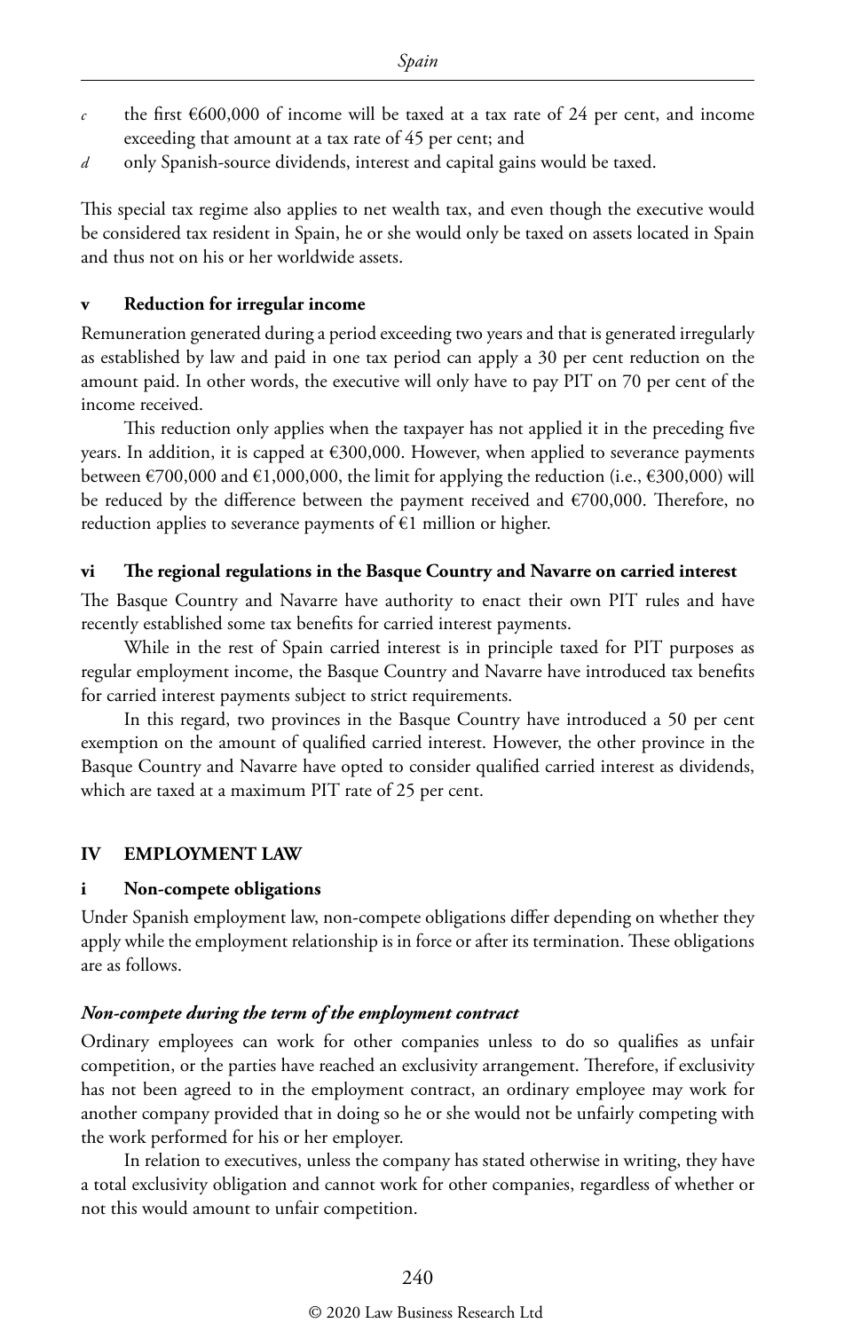*c* the first €600,000 of income will be taxed at a tax rate of 24 per cent, and income exceeding that amount at a tax rate of 45 per cent; and

*d* only Spanish-source dividends, interest and capital gains would be taxed.

This special tax regime also applies to net wealth tax, and even though the executive would be considered tax resident in Spain, he or she would only be taxed on assets located in Spain and thus not on his or her worldwide assets.

### v Reduction for irregular income

Remuneration generated during a period exceeding two years and that is generated irregularly as established by law and paid in one tax period can apply a 30 per cent reduction on the amount paid. In other words, the executive will only have to pay PIT on 70 per cent of the income received.

This reduction only applies when the taxpayer has not applied it in the preceding five years. In addition, it is capped at €300,000. However, when applied to severance payments between €700,000 and €1,000,000, the limit for applying the reduction (i.e., €300,000) will be reduced by the difference between the payment received and €700,000. Therefore, no reduction applies to severance payments of €1 million or higher.

### vi The regional regulations in the Basque Country and Navarre on carried interest

The Basque Country and Navarre have authority to enact their own PIT rules and have recently established some tax benefits for carried interest payments.

While in the rest of Spain carried interest is in principle taxed for PIT purposes as regular employment income, the Basque Country and Navarre have introduced tax benefits for carried interest payments subject to strict requirements.

In this regard, two provinces in the Basque Country have introduced a 50 per cent exemption on the amount of qualified carried interest. However, the other province in the Basque Country and Navarre have opted to consider qualified carried interest as dividends, which are taxed at a maximum PIT rate of 25 per cent.

## IV EMPLOYMENT LAW

### i Non-compete obligations

Under Spanish employment law, non-compete obligations differ depending on whether they apply while the employment relationship is in force or after its termination. These obligations are as follows.

#### *Non-compete during the term of the employment contract*

Ordinary employees can work for other companies unless to do so qualifies as unfair competition, or the parties have reached an exclusivity arrangement. Therefore, if exclusivity has not been agreed to in the employment contract, an ordinary employee may work for another company provided that in doing so he or she would not be unfairly competing with the work performed for his or her employer.

In relation to executives, unless the company has stated otherwise in writing, they have a total exclusivity obligation and cannot work for other companies, regardless of whether or not this would amount to unfair competition.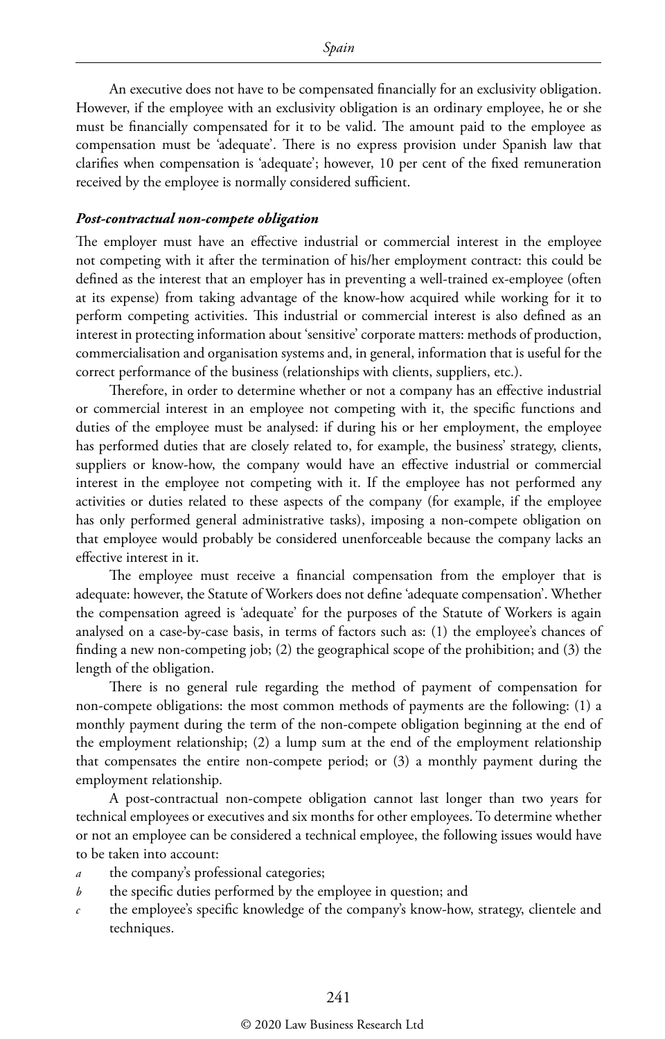An executive does not have to be compensated financially for an exclusivity obligation. However, if the employee with an exclusivity obligation is an ordinary employee, he or she must be financially compensated for it to be valid. The amount paid to the employee as compensation must be 'adequate'. There is no express provision under Spanish law that clarifies when compensation is 'adequate'; however, 10 per cent of the fixed remuneration received by the employee is normally considered sufficient.

***Post-contractual non-compete obligation***

The employer must have an effective industrial or commercial interest in the employee not competing with it after the termination of his/her employment contract: this could be defined as the interest that an employer has in preventing a well-trained ex-employee (often at its expense) from taking advantage of the know-how acquired while working for it to perform competing activities. This industrial or commercial interest is also defined as an interest in protecting information about 'sensitive' corporate matters: methods of production, commercialisation and organisation systems and, in general, information that is useful for the correct performance of the business (relationships with clients, suppliers, etc.).

Therefore, in order to determine whether or not a company has an effective industrial or commercial interest in an employee not competing with it, the specific functions and duties of the employee must be analysed: if during his or her employment, the employee has performed duties that are closely related to, for example, the business' strategy, clients, suppliers or know-how, the company would have an effective industrial or commercial interest in the employee not competing with it. If the employee has not performed any activities or duties related to these aspects of the company (for example, if the employee has only performed general administrative tasks), imposing a non-compete obligation on that employee would probably be considered unenforceable because the company lacks an effective interest in it.

The employee must receive a financial compensation from the employer that is adequate: however, the Statute of Workers does not define 'adequate compensation'. Whether the compensation agreed is 'adequate' for the purposes of the Statute of Workers is again analysed on a case-by-case basis, in terms of factors such as: (1) the employee's chances of finding a new non-competing job; (2) the geographical scope of the prohibition; and (3) the length of the obligation.

There is no general rule regarding the method of payment of compensation for non-compete obligations: the most common methods of payments are the following: (1) a monthly payment during the term of the non-compete obligation beginning at the end of the employment relationship; (2) a lump sum at the end of the employment relationship that compensates the entire non-compete period; or (3) a monthly payment during the employment relationship.

A post-contractual non-compete obligation cannot last longer than two years for technical employees or executives and six months for other employees. To determine whether or not an employee can be considered a technical employee, the following issues would have to be taken into account:

*a* the company's professional categories;

*b* the specific duties performed by the employee in question; and

*c* the employee's specific knowledge of the company's know-how, strategy, clientele and techniques.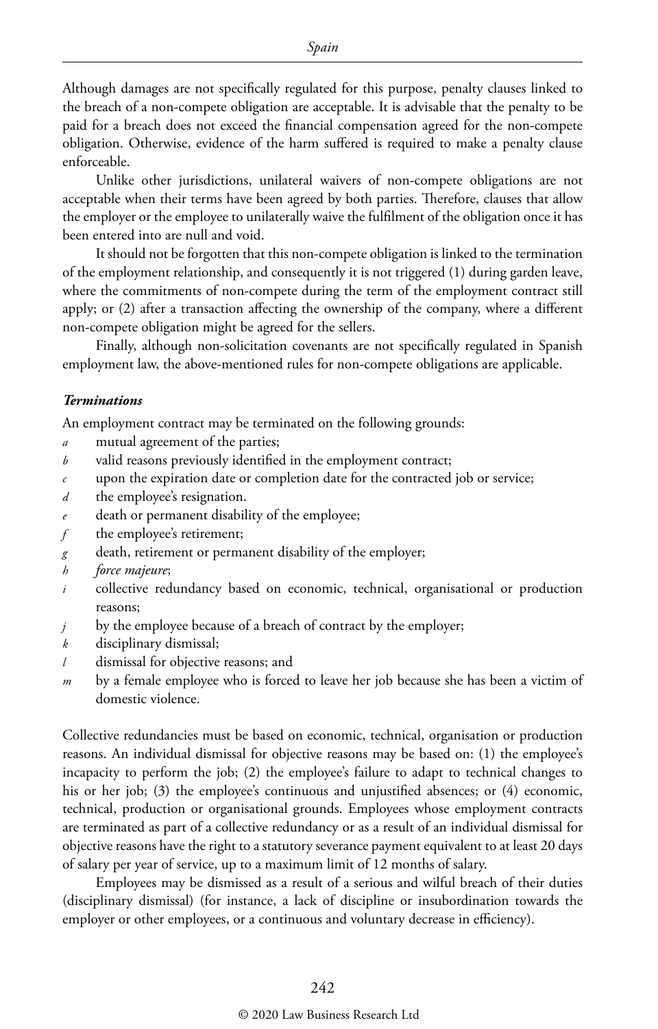Although damages are not specifically regulated for this purpose, penalty clauses linked to the breach of a non-compete obligation are acceptable. It is advisable that the penalty to be paid for a breach does not exceed the financial compensation agreed for the non-compete obligation. Otherwise, evidence of the harm suffered is required to make a penalty clause enforceable.

Unlike other jurisdictions, unilateral waivers of non-compete obligations are not acceptable when their terms have been agreed by both parties. Therefore, clauses that allow the employer or the employee to unilaterally waive the fulfilment of the obligation once it has been entered into are null and void.

It should not be forgotten that this non-compete obligation is linked to the termination of the employment relationship, and consequently it is not triggered (1) during garden leave, where the commitments of non-compete during the term of the employment contract still apply; or (2) after a transaction affecting the ownership of the company, where a different non-compete obligation might be agreed for the sellers.

Finally, although non-solicitation covenants are not specifically regulated in Spanish employment law, the above-mentioned rules for non-compete obligations are applicable.

***Terminations***

An employment contract may be terminated on the following grounds:

*a* mutual agreement of the parties;

*b* valid reasons previously identified in the employment contract;

*c* upon the expiration date or completion date for the contracted job or service;

*d* the employee's resignation.

*e* death or permanent disability of the employee;

*f* the employee's retirement;

*g* death, retirement or permanent disability of the employer;

*h* *force majeure*;

*i* collective redundancy based on economic, technical, organisational or production reasons;

*j* by the employee because of a breach of contract by the employer;

*k* disciplinary dismissal;

*l* dismissal for objective reasons; and

*m* by a female employee who is forced to leave her job because she has been a victim of domestic violence.

Collective redundancies must be based on economic, technical, organisation or production reasons. An individual dismissal for objective reasons may be based on: (1) the employee's incapacity to perform the job; (2) the employee's failure to adapt to technical changes to his or her job; (3) the employee's continuous and unjustified absences; or (4) economic, technical, production or organisational grounds. Employees whose employment contracts are terminated as part of a collective redundancy or as a result of an individual dismissal for objective reasons have the right to a statutory severance payment equivalent to at least 20 days of salary per year of service, up to a maximum limit of 12 months of salary.

Employees may be dismissed as a result of a serious and wilful breach of their duties (disciplinary dismissal) (for instance, a lack of discipline or insubordination towards the employer or other employees, or a continuous and voluntary decrease in efficiency).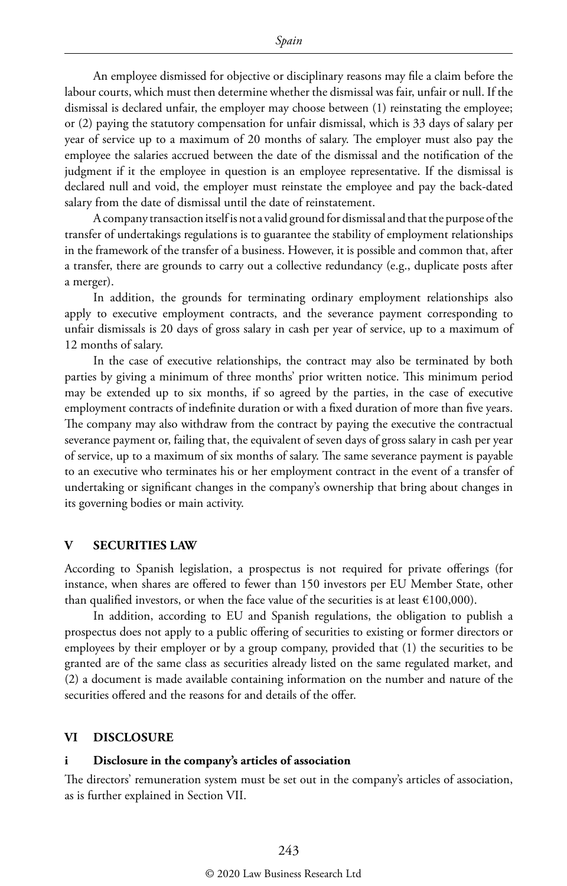An employee dismissed for objective or disciplinary reasons may file a claim before the labour courts, which must then determine whether the dismissal was fair, unfair or null. If the dismissal is declared unfair, the employer may choose between (1) reinstating the employee; or (2) paying the statutory compensation for unfair dismissal, which is 33 days of salary per year of service up to a maximum of 20 months of salary. The employer must also pay the employee the salaries accrued between the date of the dismissal and the notification of the judgment if it the employee in question is an employee representative. If the dismissal is declared null and void, the employer must reinstate the employee and pay the back-dated salary from the date of dismissal until the date of reinstatement.

A company transaction itself is not a valid ground for dismissal and that the purpose of the transfer of undertakings regulations is to guarantee the stability of employment relationships in the framework of the transfer of a business. However, it is possible and common that, after a transfer, there are grounds to carry out a collective redundancy (e.g., duplicate posts after a merger).

In addition, the grounds for terminating ordinary employment relationships also apply to executive employment contracts, and the severance payment corresponding to unfair dismissals is 20 days of gross salary in cash per year of service, up to a maximum of 12 months of salary.

In the case of executive relationships, the contract may also be terminated by both parties by giving a minimum of three months' prior written notice. This minimum period may be extended up to six months, if so agreed by the parties, in the case of executive employment contracts of indefinite duration or with a fixed duration of more than five years. The company may also withdraw from the contract by paying the executive the contractual severance payment or, failing that, the equivalent of seven days of gross salary in cash per year of service, up to a maximum of six months of salary. The same severance payment is payable to an executive who terminates his or her employment contract in the event of a transfer of undertaking or significant changes in the company's ownership that bring about changes in its governing bodies or main activity.

## V SECURITIES LAW

According to Spanish legislation, a prospectus is not required for private offerings (for instance, when shares are offered to fewer than 150 investors per EU Member State, other than qualified investors, or when the face value of the securities is at least €100,000).

In addition, according to EU and Spanish regulations, the obligation to publish a prospectus does not apply to a public offering of securities to existing or former directors or employees by their employer or by a group company, provided that (1) the securities to be granted are of the same class as securities already listed on the same regulated market, and (2) a document is made available containing information on the number and nature of the securities offered and the reasons for and details of the offer.

## VI DISCLOSURE

### i Disclosure in the company's articles of association

The directors' remuneration system must be set out in the company's articles of association, as is further explained in Section VII.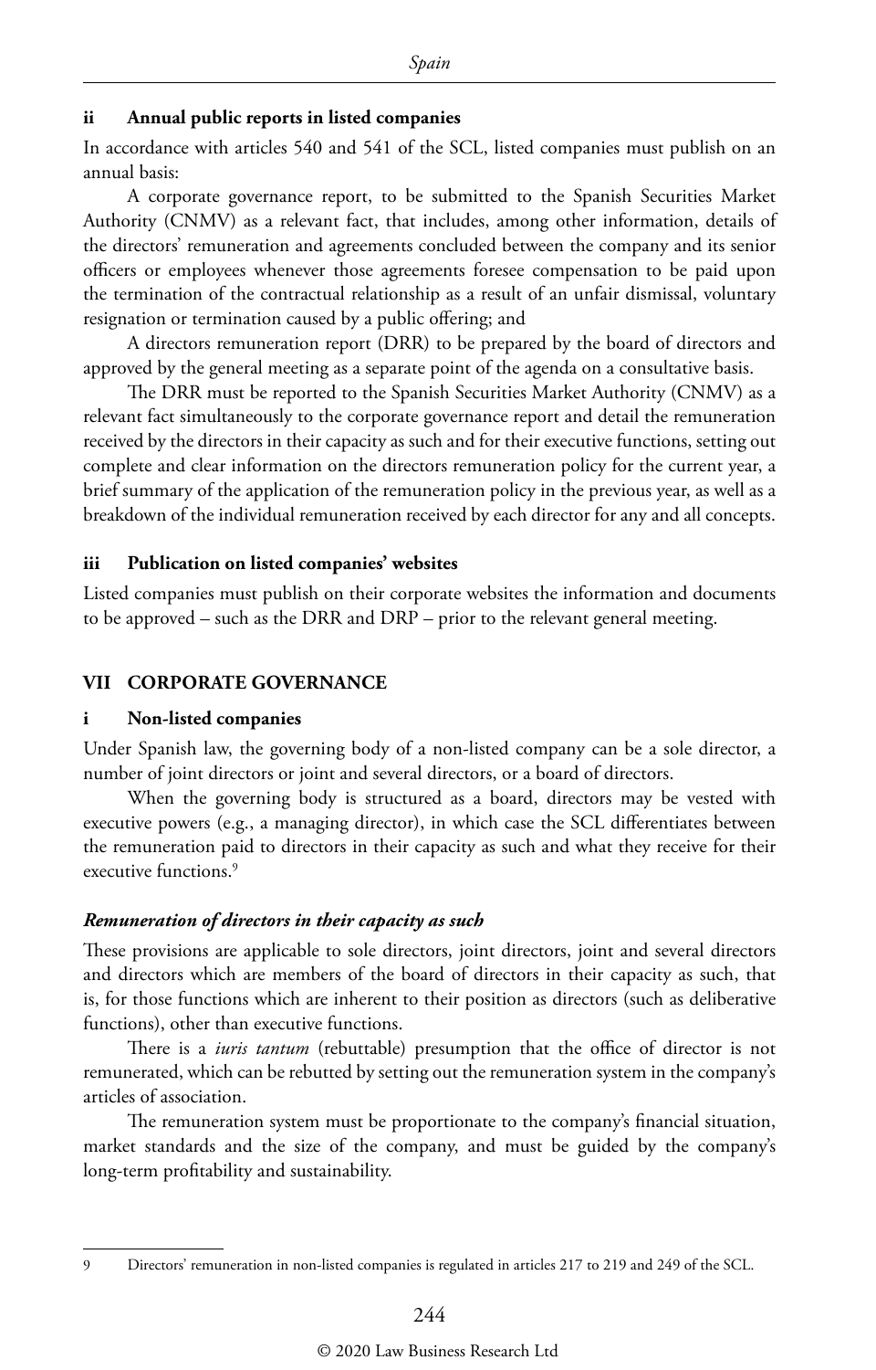### ii Annual public reports in listed companies

In accordance with articles 540 and 541 of the SCL, listed companies must publish on an annual basis:

A corporate governance report, to be submitted to the Spanish Securities Market Authority (CNMV) as a relevant fact, that includes, among other information, details of the directors' remuneration and agreements concluded between the company and its senior officers or employees whenever those agreements foresee compensation to be paid upon the termination of the contractual relationship as a result of an unfair dismissal, voluntary resignation or termination caused by a public offering; and

A directors remuneration report (DRR) to be prepared by the board of directors and approved by the general meeting as a separate point of the agenda on a consultative basis.

The DRR must be reported to the Spanish Securities Market Authority (CNMV) as a relevant fact simultaneously to the corporate governance report and detail the remuneration received by the directors in their capacity as such and for their executive functions, setting out complete and clear information on the directors remuneration policy for the current year, a brief summary of the application of the remuneration policy in the previous year, as well as a breakdown of the individual remuneration received by each director for any and all concepts.

### iii Publication on listed companies' websites

Listed companies must publish on their corporate websites the information and documents to be approved – such as the DRR and DRP – prior to the relevant general meeting.

## VII CORPORATE GOVERNANCE

### i Non-listed companies

Under Spanish law, the governing body of a non-listed company can be a sole director, a number of joint directors or joint and several directors, or a board of directors.

When the governing body is structured as a board, directors may be vested with executive powers (e.g., a managing director), in which case the SCL differentiates between the remuneration paid to directors in their capacity as such and what they receive for their executive functions.[9]

#### *Remuneration of directors in their capacity as such*

These provisions are applicable to sole directors, joint directors, joint and several directors and directors which are members of the board of directors in their capacity as such, that is, for those functions which are inherent to their position as directors (such as deliberative functions), other than executive functions.

There is a *iuris tantum* (rebuttable) presumption that the office of director is not remunerated, which can be rebutted by setting out the remuneration system in the company's articles of association.

The remuneration system must be proportionate to the company's financial situation, market standards and the size of the company, and must be guided by the company's long-term profitability and sustainability.

---

9 Directors' remuneration in non-listed companies is regulated in articles 217 to 219 and 249 of the SCL.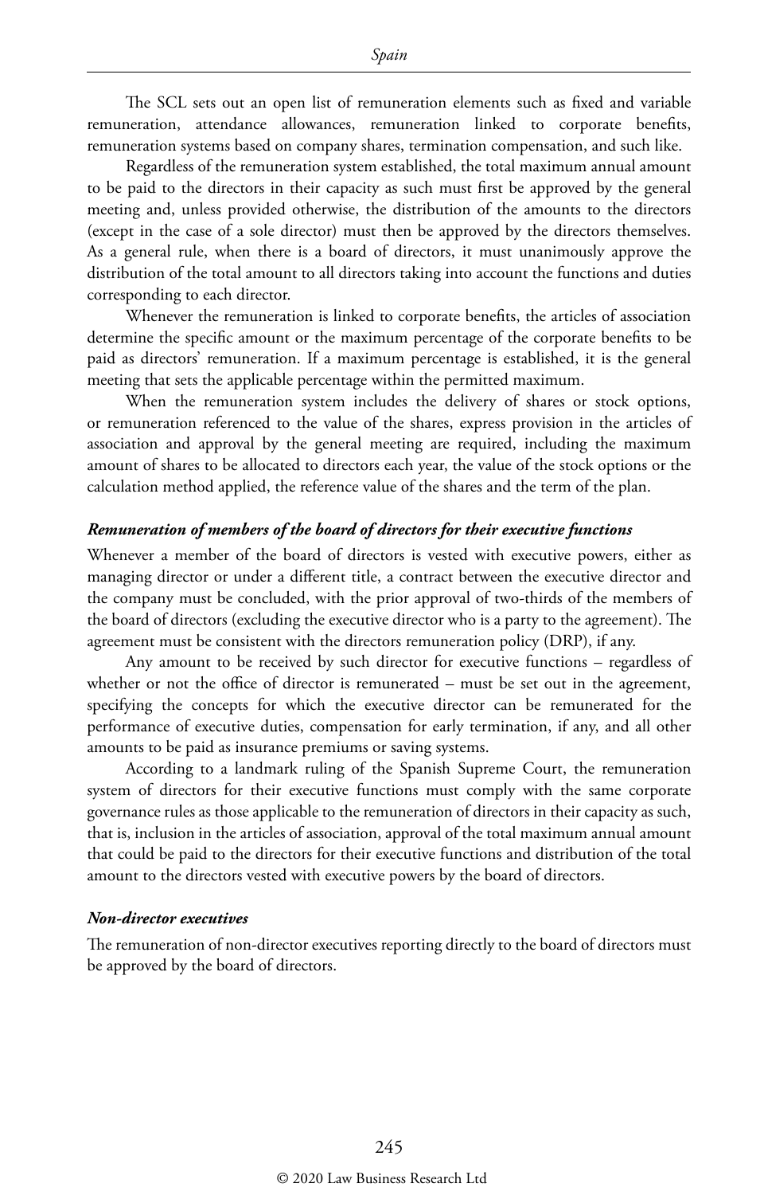The SCL sets out an open list of remuneration elements such as fixed and variable remuneration, attendance allowances, remuneration linked to corporate benefits, remuneration systems based on company shares, termination compensation, and such like.

Regardless of the remuneration system established, the total maximum annual amount to be paid to the directors in their capacity as such must first be approved by the general meeting and, unless provided otherwise, the distribution of the amounts to the directors (except in the case of a sole director) must then be approved by the directors themselves. As a general rule, when there is a board of directors, it must unanimously approve the distribution of the total amount to all directors taking into account the functions and duties corresponding to each director.

Whenever the remuneration is linked to corporate benefits, the articles of association determine the specific amount or the maximum percentage of the corporate benefits to be paid as directors' remuneration. If a maximum percentage is established, it is the general meeting that sets the applicable percentage within the permitted maximum.

When the remuneration system includes the delivery of shares or stock options, or remuneration referenced to the value of the shares, express provision in the articles of association and approval by the general meeting are required, including the maximum amount of shares to be allocated to directors each year, the value of the stock options or the calculation method applied, the reference value of the shares and the term of the plan.

***Remuneration of members of the board of directors for their executive functions***

Whenever a member of the board of directors is vested with executive powers, either as managing director or under a different title, a contract between the executive director and the company must be concluded, with the prior approval of two-thirds of the members of the board of directors (excluding the executive director who is a party to the agreement). The agreement must be consistent with the directors remuneration policy (DRP), if any.

Any amount to be received by such director for executive functions – regardless of whether or not the office of director is remunerated – must be set out in the agreement, specifying the concepts for which the executive director can be remunerated for the performance of executive duties, compensation for early termination, if any, and all other amounts to be paid as insurance premiums or saving systems.

According to a landmark ruling of the Spanish Supreme Court, the remuneration system of directors for their executive functions must comply with the same corporate governance rules as those applicable to the remuneration of directors in their capacity as such, that is, inclusion in the articles of association, approval of the total maximum annual amount that could be paid to the directors for their executive functions and distribution of the total amount to the directors vested with executive powers by the board of directors.

***Non-director executives***

The remuneration of non-director executives reporting directly to the board of directors must be approved by the board of directors.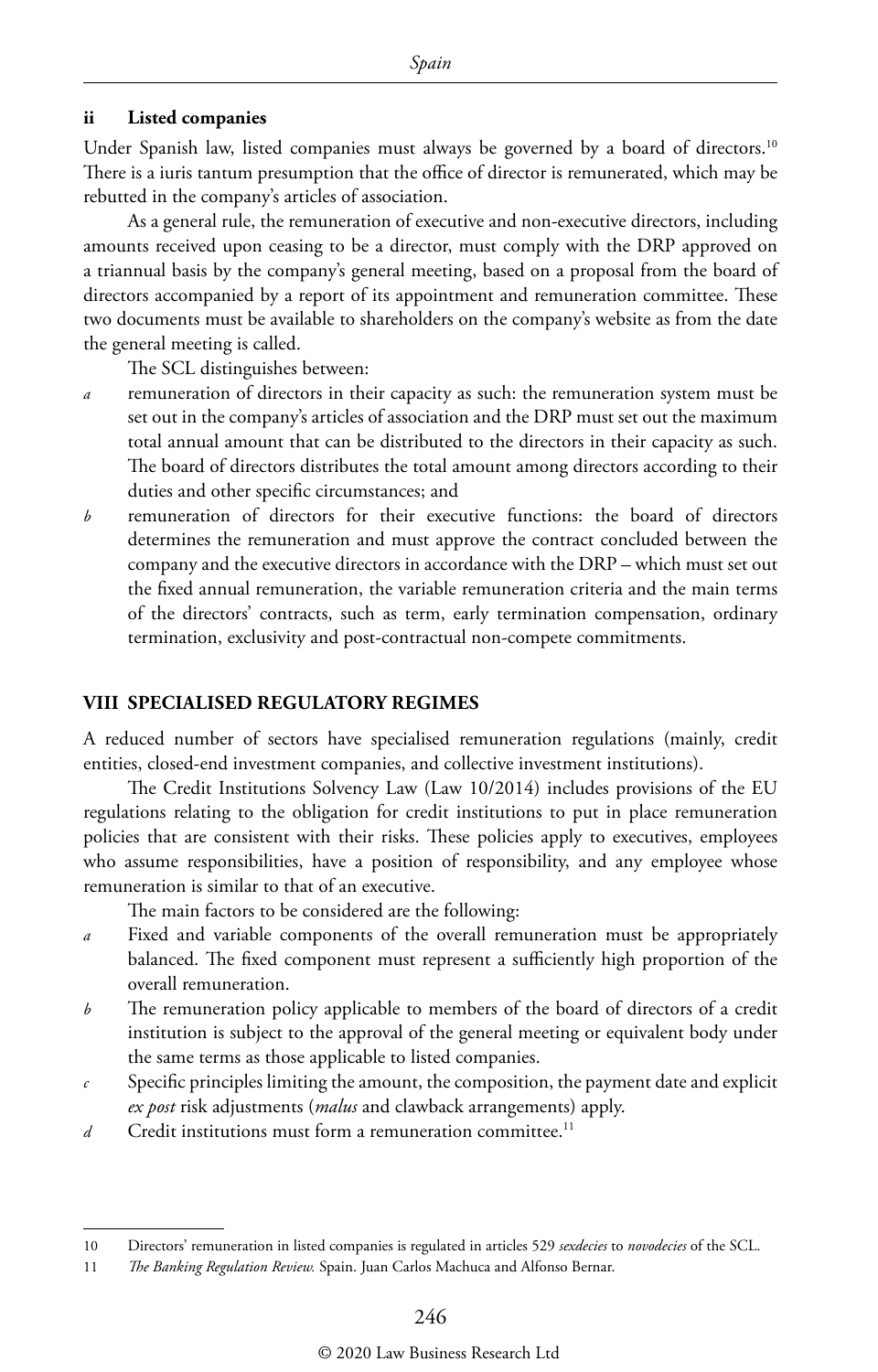### ii Listed companies

Under Spanish law, listed companies must always be governed by a board of directors.[10] There is a iuris tantum presumption that the office of director is remunerated, which may be rebutted in the company's articles of association.

As a general rule, the remuneration of executive and non-executive directors, including amounts received upon ceasing to be a director, must comply with the DRP approved on a triannual basis by the company's general meeting, based on a proposal from the board of directors accompanied by a report of its appointment and remuneration committee. These two documents must be available to shareholders on the company's website as from the date the general meeting is called.

The SCL distinguishes between:

*a* remuneration of directors in their capacity as such: the remuneration system must be set out in the company's articles of association and the DRP must set out the maximum total annual amount that can be distributed to the directors in their capacity as such. The board of directors distributes the total amount among directors according to their duties and other specific circumstances; and

*b* remuneration of directors for their executive functions: the board of directors determines the remuneration and must approve the contract concluded between the company and the executive directors in accordance with the DRP – which must set out the fixed annual remuneration, the variable remuneration criteria and the main terms of the directors' contracts, such as term, early termination compensation, ordinary termination, exclusivity and post-contractual non-compete commitments.

## VIII SPECIALISED REGULATORY REGIMES

A reduced number of sectors have specialised remuneration regulations (mainly, credit entities, closed-end investment companies, and collective investment institutions).

The Credit Institutions Solvency Law (Law 10/2014) includes provisions of the EU regulations relating to the obligation for credit institutions to put in place remuneration policies that are consistent with their risks. These policies apply to executives, employees who assume responsibilities, have a position of responsibility, and any employee whose remuneration is similar to that of an executive.

The main factors to be considered are the following:

*a* Fixed and variable components of the overall remuneration must be appropriately balanced. The fixed component must represent a sufficiently high proportion of the overall remuneration.

*b* The remuneration policy applicable to members of the board of directors of a credit institution is subject to the approval of the general meeting or equivalent body under the same terms as those applicable to listed companies.

*c* Specific principles limiting the amount, the composition, the payment date and explicit *ex post* risk adjustments (*malus* and clawback arrangements) apply.

*d* Credit institutions must form a remuneration committee.[11]

---

10 Directors' remuneration in listed companies is regulated in articles 529 *sexdecies* to *novodecies* of the SCL.

11 *The Banking Regulation Review.* Spain. Juan Carlos Machuca and Alfonso Bernar.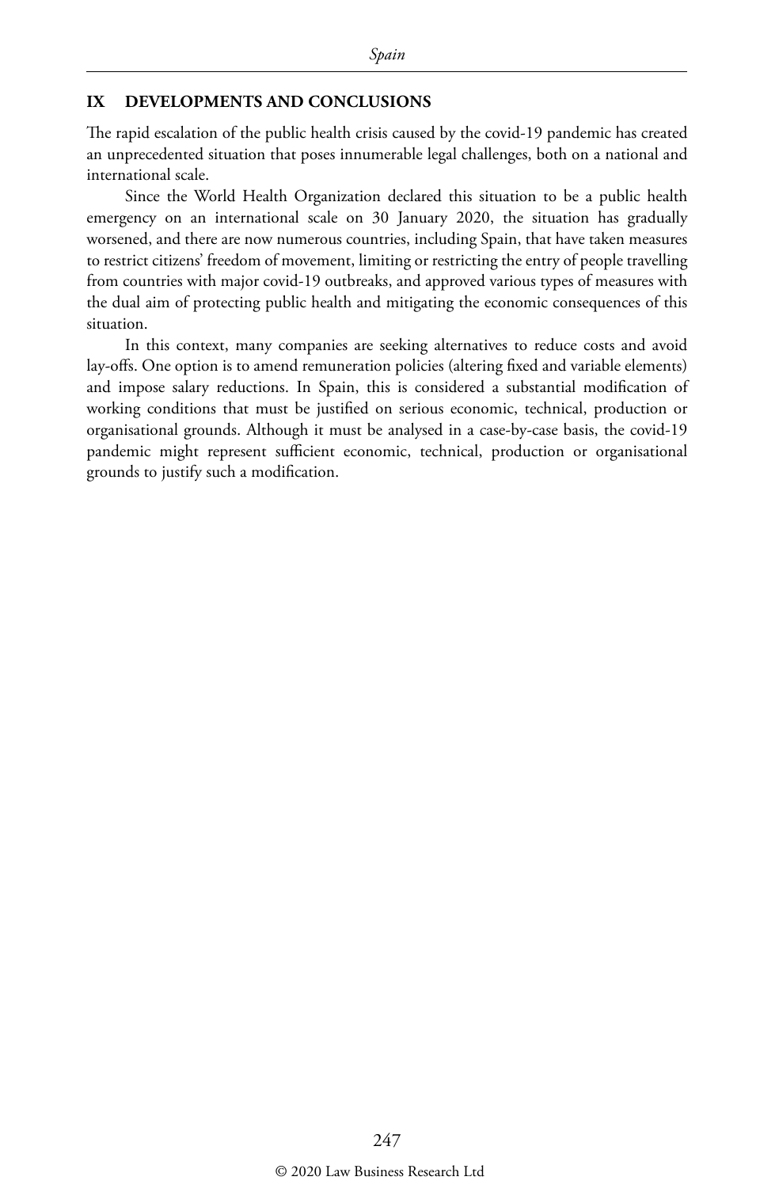## IX DEVELOPMENTS AND CONCLUSIONS

The rapid escalation of the public health crisis caused by the covid-19 pandemic has created an unprecedented situation that poses innumerable legal challenges, both on a national and international scale.

Since the World Health Organization declared this situation to be a public health emergency on an international scale on 30 January 2020, the situation has gradually worsened, and there are now numerous countries, including Spain, that have taken measures to restrict citizens' freedom of movement, limiting or restricting the entry of people travelling from countries with major covid-19 outbreaks, and approved various types of measures with the dual aim of protecting public health and mitigating the economic consequences of this situation.

In this context, many companies are seeking alternatives to reduce costs and avoid lay-offs. One option is to amend remuneration policies (altering fixed and variable elements) and impose salary reductions. In Spain, this is considered a substantial modification of working conditions that must be justified on serious economic, technical, production or organisational grounds. Although it must be analysed in a case-by-case basis, the covid-19 pandemic might represent sufficient economic, technical, production or organisational grounds to justify such a modification.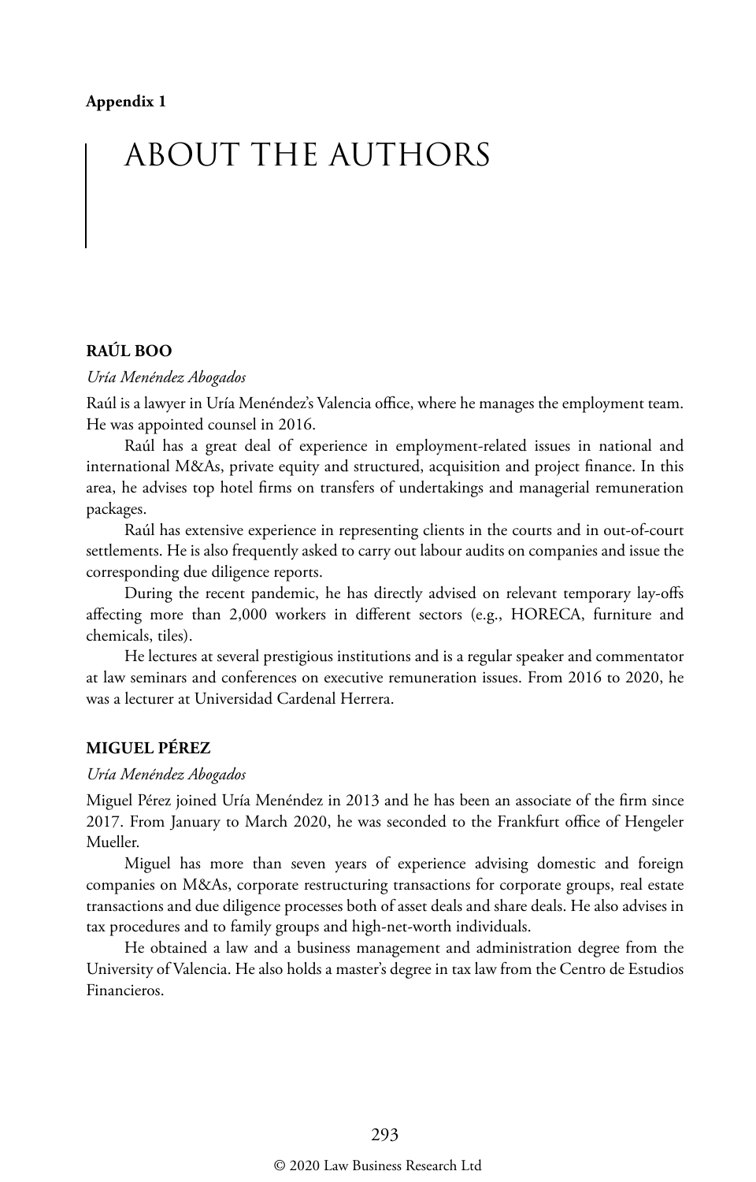**Appendix 1**

# ABOUT THE AUTHORS

## RAÚL BOO

*Uría Menéndez Abogados*

Raúl is a lawyer in Uría Menéndez's Valencia office, where he manages the employment team. He was appointed counsel in 2016.

Raúl has a great deal of experience in employment-related issues in national and international M&As, private equity and structured, acquisition and project finance. In this area, he advises top hotel firms on transfers of undertakings and managerial remuneration packages.

Raúl has extensive experience in representing clients in the courts and in out-of-court settlements. He is also frequently asked to carry out labour audits on companies and issue the corresponding due diligence reports.

During the recent pandemic, he has directly advised on relevant temporary lay-offs affecting more than 2,000 workers in different sectors (e.g., HORECA, furniture and chemicals, tiles).

He lectures at several prestigious institutions and is a regular speaker and commentator at law seminars and conferences on executive remuneration issues. From 2016 to 2020, he was a lecturer at Universidad Cardenal Herrera.

## MIGUEL PÉREZ

*Uría Menéndez Abogados*

Miguel Pérez joined Uría Menéndez in 2013 and he has been an associate of the firm since 2017. From January to March 2020, he was seconded to the Frankfurt office of Hengeler Mueller.

Miguel has more than seven years of experience advising domestic and foreign companies on M&As, corporate restructuring transactions for corporate groups, real estate transactions and due diligence processes both of asset deals and share deals. He also advises in tax procedures and to family groups and high-net-worth individuals.

He obtained a law and a business management and administration degree from the University of Valencia. He also holds a master's degree in tax law from the Centro de Estudios Financieros.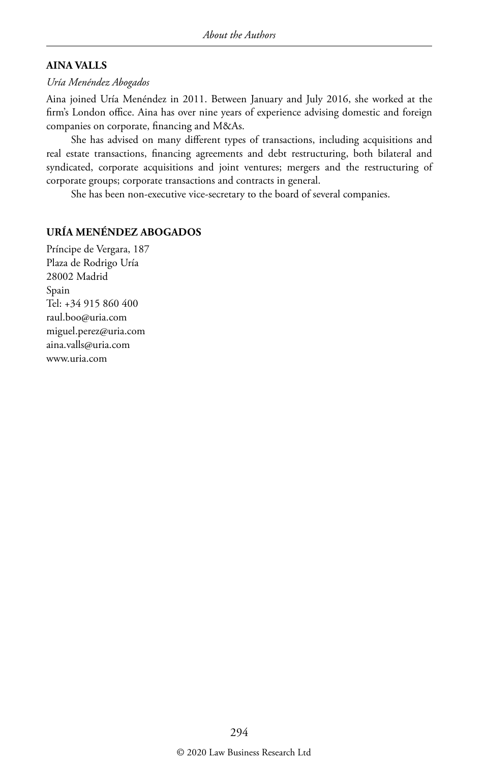**AINA VALLS**

*Uría Menéndez Abogados*

Aina joined Uría Menéndez in 2011. Between January and July 2016, she worked at the firm's London office. Aina has over nine years of experience advising domestic and foreign companies on corporate, financing and M&As.

She has advised on many different types of transactions, including acquisitions and real estate transactions, financing agreements and debt restructuring, both bilateral and syndicated, corporate acquisitions and joint ventures; mergers and the restructuring of corporate groups; corporate transactions and contracts in general.

She has been non-executive vice-secretary to the board of several companies.

**URÍA MENÉNDEZ ABOGADOS**

Príncipe de Vergara, 187
Plaza de Rodrigo Uría
28002 Madrid
Spain
Tel: +34 915 860 400
raul.boo@uria.com
miguel.perez@uria.com
aina.valls@uria.com
www.uria.com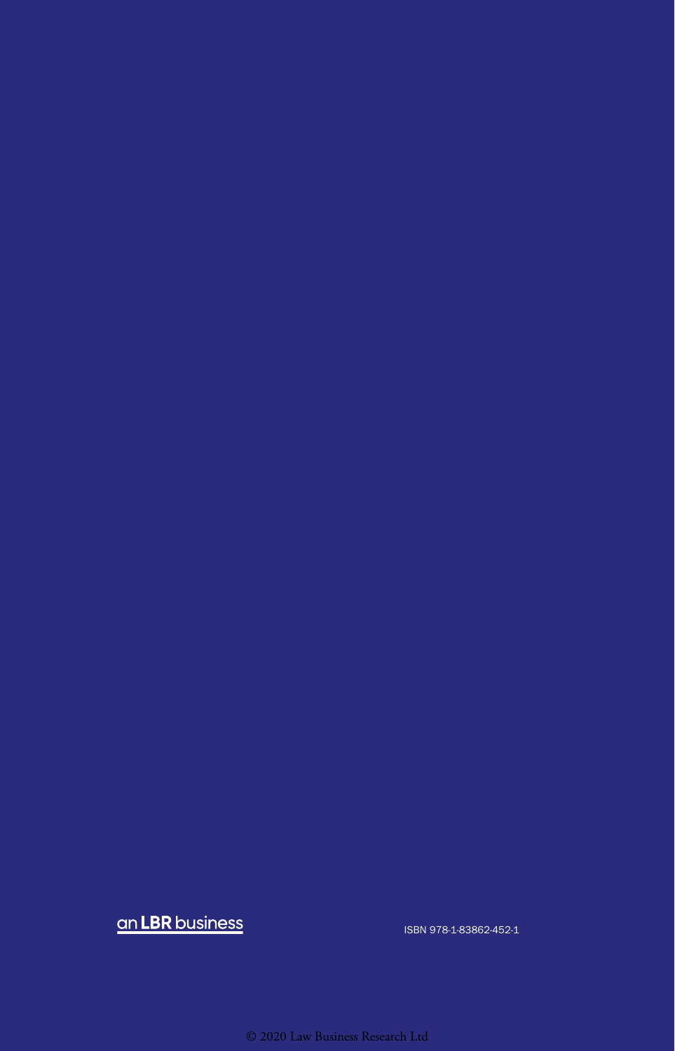an LBR business

ISBN 978-1-83862-452-1

© 2020 Law Business Research Ltd